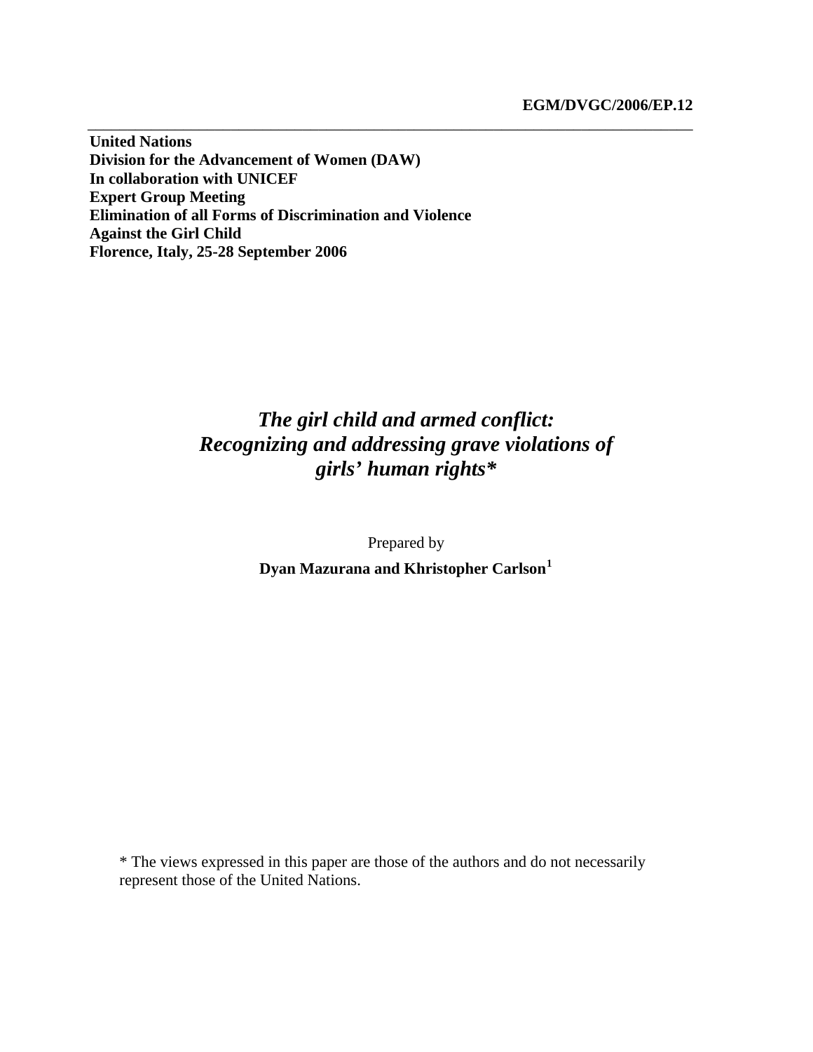**EGM/DVGC/2006/EP.12**

---

**United Nations**
**Division for the Advancement of Women (DAW)**
**In collaboration with UNICEF**
**Expert Group Meeting**
**Elimination of all Forms of Discrimination and Violence Against the Girl Child**
**Florence, Italy, 25-28 September 2006**

# *The girl child and armed conflict: Recognizing and addressing grave violations of girls' human rights**

Prepared by

**Dyan Mazurana and Khristopher Carlson**[1]

* The views expressed in this paper are those of the authors and do not necessarily represent those of the United Nations.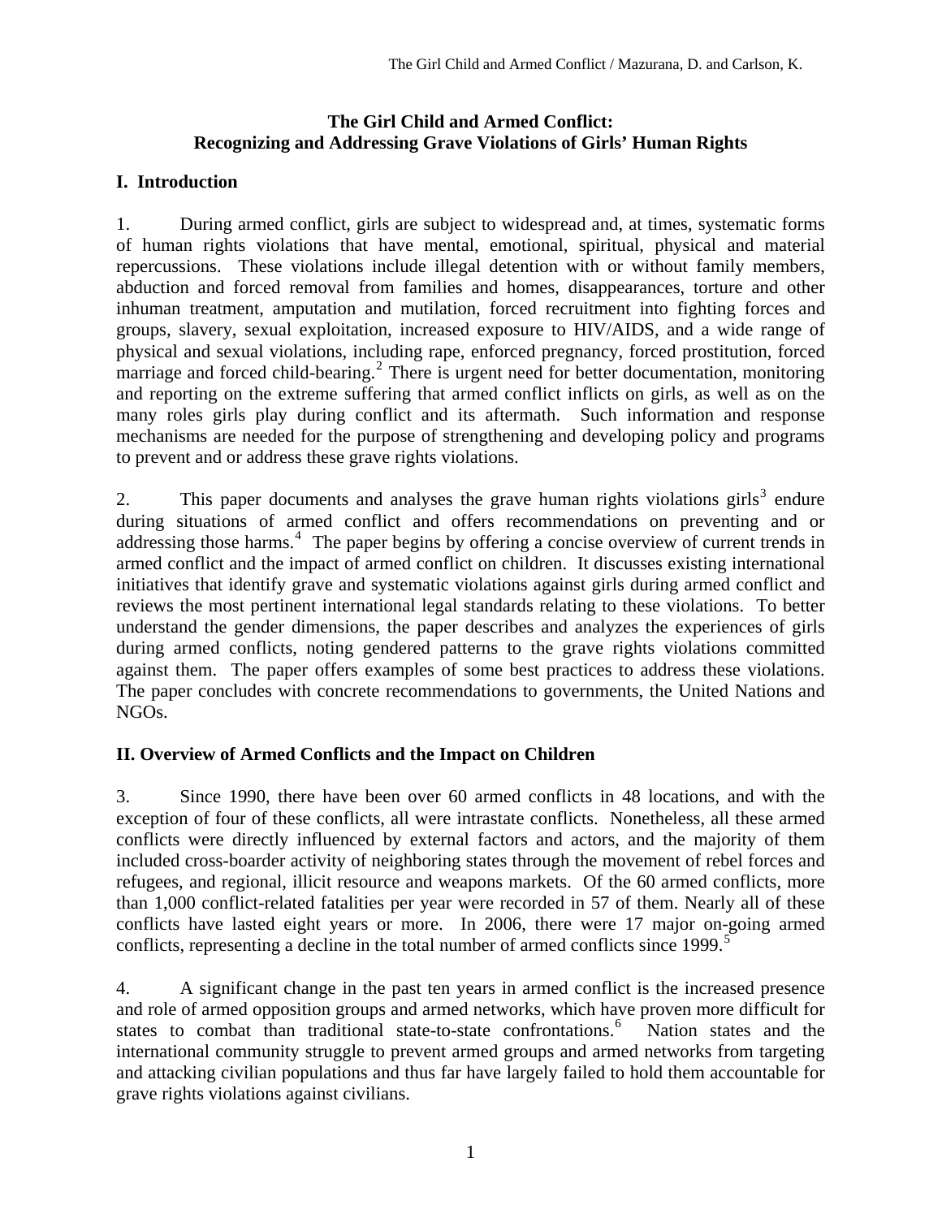**The Girl Child and Armed Conflict:**
**Recognizing and Addressing Grave Violations of Girls' Human Rights**

## I. Introduction

1. During armed conflict, girls are subject to widespread and, at times, systematic forms of human rights violations that have mental, emotional, spiritual, physical and material repercussions. These violations include illegal detention with or without family members, abduction and forced removal from families and homes, disappearances, torture and other inhuman treatment, amputation and mutilation, forced recruitment into fighting forces and groups, slavery, sexual exploitation, increased exposure to HIV/AIDS, and a wide range of physical and sexual violations, including rape, enforced pregnancy, forced prostitution, forced marriage and forced child-bearing.[2] There is urgent need for better documentation, monitoring and reporting on the extreme suffering that armed conflict inflicts on girls, as well as on the many roles girls play during conflict and its aftermath. Such information and response mechanisms are needed for the purpose of strengthening and developing policy and programs to prevent and or address these grave rights violations.

2. This paper documents and analyses the grave human rights violations girls[3] endure during situations of armed conflict and offers recommendations on preventing and or addressing those harms.[4] The paper begins by offering a concise overview of current trends in armed conflict and the impact of armed conflict on children. It discusses existing international initiatives that identify grave and systematic violations against girls during armed conflict and reviews the most pertinent international legal standards relating to these violations. To better understand the gender dimensions, the paper describes and analyzes the experiences of girls during armed conflicts, noting gendered patterns to the grave rights violations committed against them. The paper offers examples of some best practices to address these violations. The paper concludes with concrete recommendations to governments, the United Nations and NGOs.

## II. Overview of Armed Conflicts and the Impact on Children

3. Since 1990, there have been over 60 armed conflicts in 48 locations, and with the exception of four of these conflicts, all were intrastate conflicts. Nonetheless, all these armed conflicts were directly influenced by external factors and actors, and the majority of them included cross-boarder activity of neighboring states through the movement of rebel forces and refugees, and regional, illicit resource and weapons markets. Of the 60 armed conflicts, more than 1,000 conflict-related fatalities per year were recorded in 57 of them. Nearly all of these conflicts have lasted eight years or more. In 2006, there were 17 major on-going armed conflicts, representing a decline in the total number of armed conflicts since 1999.[5]

4. A significant change in the past ten years in armed conflict is the increased presence and role of armed opposition groups and armed networks, which have proven more difficult for states to combat than traditional state-to-state confrontations.[6] Nation states and the international community struggle to prevent armed groups and armed networks from targeting and attacking civilian populations and thus far have largely failed to hold them accountable for grave rights violations against civilians.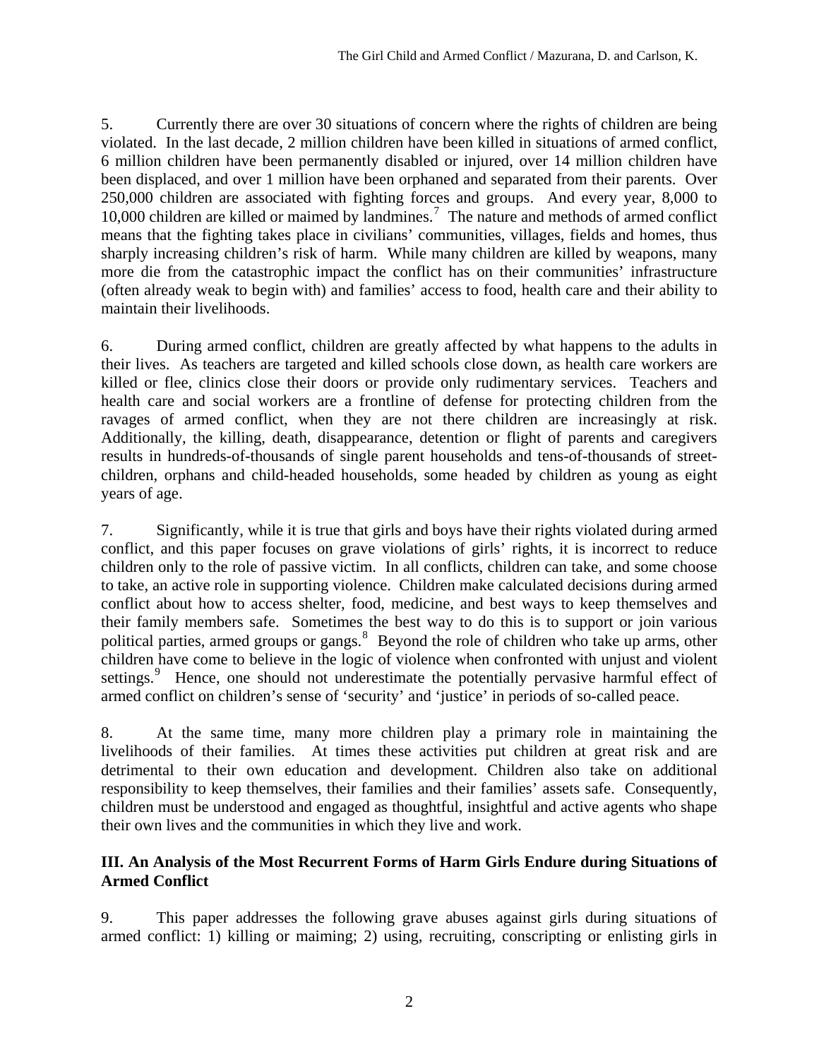5. Currently there are over 30 situations of concern where the rights of children are being violated. In the last decade, 2 million children have been killed in situations of armed conflict, 6 million children have been permanently disabled or injured, over 14 million children have been displaced, and over 1 million have been orphaned and separated from their parents. Over 250,000 children are associated with fighting forces and groups. And every year, 8,000 to 10,000 children are killed or maimed by landmines.[7] The nature and methods of armed conflict means that the fighting takes place in civilians' communities, villages, fields and homes, thus sharply increasing children's risk of harm. While many children are killed by weapons, many more die from the catastrophic impact the conflict has on their communities' infrastructure (often already weak to begin with) and families' access to food, health care and their ability to maintain their livelihoods.

6. During armed conflict, children are greatly affected by what happens to the adults in their lives. As teachers are targeted and killed schools close down, as health care workers are killed or flee, clinics close their doors or provide only rudimentary services. Teachers and health care and social workers are a frontline of defense for protecting children from the ravages of armed conflict, when they are not there children are increasingly at risk. Additionally, the killing, death, disappearance, detention or flight of parents and caregivers results in hundreds-of-thousands of single parent households and tens-of-thousands of street-children, orphans and child-headed households, some headed by children as young as eight years of age.

7. Significantly, while it is true that girls and boys have their rights violated during armed conflict, and this paper focuses on grave violations of girls' rights, it is incorrect to reduce children only to the role of passive victim. In all conflicts, children can take, and some choose to take, an active role in supporting violence. Children make calculated decisions during armed conflict about how to access shelter, food, medicine, and best ways to keep themselves and their family members safe. Sometimes the best way to do this is to support or join various political parties, armed groups or gangs.[8] Beyond the role of children who take up arms, other children have come to believe in the logic of violence when confronted with unjust and violent settings.[9] Hence, one should not underestimate the potentially pervasive harmful effect of armed conflict on children's sense of 'security' and 'justice' in periods of so-called peace.

8. At the same time, many more children play a primary role in maintaining the livelihoods of their families. At times these activities put children at great risk and are detrimental to their own education and development. Children also take on additional responsibility to keep themselves, their families and their families' assets safe. Consequently, children must be understood and engaged as thoughtful, insightful and active agents who shape their own lives and the communities in which they live and work.

## III. An Analysis of the Most Recurrent Forms of Harm Girls Endure during Situations of Armed Conflict

9. This paper addresses the following grave abuses against girls during situations of armed conflict: 1) killing or maiming; 2) using, recruiting, conscripting or enlisting girls in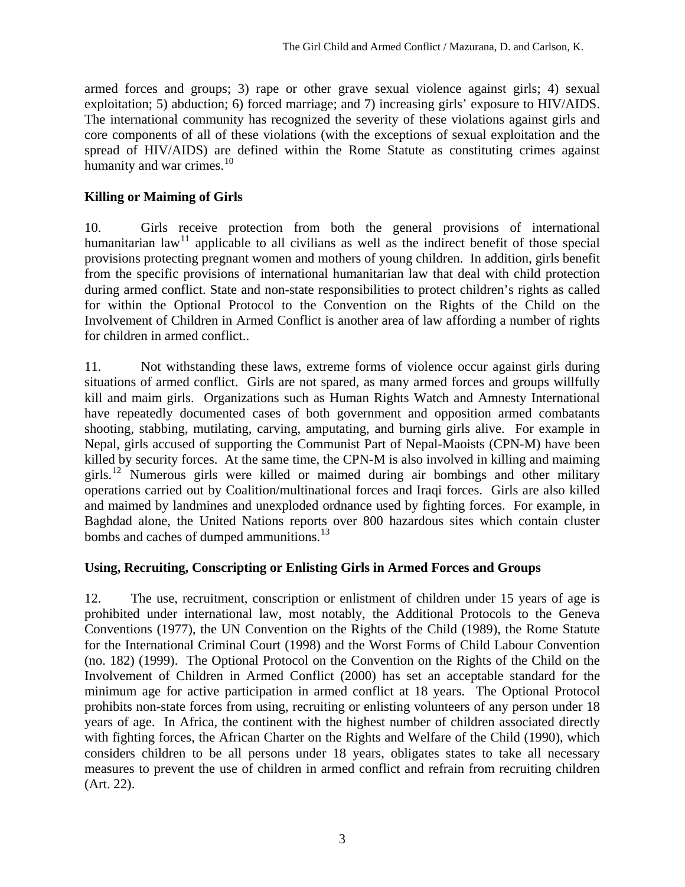armed forces and groups; 3) rape or other grave sexual violence against girls; 4) sexual exploitation; 5) abduction; 6) forced marriage; and 7) increasing girls' exposure to HIV/AIDS. The international community has recognized the severity of these violations against girls and core components of all of these violations (with the exceptions of sexual exploitation and the spread of HIV/AIDS) are defined within the Rome Statute as constituting crimes against humanity and war crimes.[10]

## Killing or Maiming of Girls

10. Girls receive protection from both the general provisions of international humanitarian law[11] applicable to all civilians as well as the indirect benefit of those special provisions protecting pregnant women and mothers of young children. In addition, girls benefit from the specific provisions of international humanitarian law that deal with child protection during armed conflict. State and non-state responsibilities to protect children's rights as called for within the Optional Protocol to the Convention on the Rights of the Child on the Involvement of Children in Armed Conflict is another area of law affording a number of rights for children in armed conflict..

11. Not withstanding these laws, extreme forms of violence occur against girls during situations of armed conflict. Girls are not spared, as many armed forces and groups willfully kill and maim girls. Organizations such as Human Rights Watch and Amnesty International have repeatedly documented cases of both government and opposition armed combatants shooting, stabbing, mutilating, carving, amputating, and burning girls alive. For example in Nepal, girls accused of supporting the Communist Part of Nepal-Maoists (CPN-M) have been killed by security forces. At the same time, the CPN-M is also involved in killing and maiming girls.[12] Numerous girls were killed or maimed during air bombings and other military operations carried out by Coalition/multinational forces and Iraqi forces. Girls are also killed and maimed by landmines and unexploded ordnance used by fighting forces. For example, in Baghdad alone, the United Nations reports over 800 hazardous sites which contain cluster bombs and caches of dumped ammunitions.[13]

## Using, Recruiting, Conscripting or Enlisting Girls in Armed Forces and Groups

12. The use, recruitment, conscription or enlistment of children under 15 years of age is prohibited under international law, most notably, the Additional Protocols to the Geneva Conventions (1977), the UN Convention on the Rights of the Child (1989), the Rome Statute for the International Criminal Court (1998) and the Worst Forms of Child Labour Convention (no. 182) (1999). The Optional Protocol on the Convention on the Rights of the Child on the Involvement of Children in Armed Conflict (2000) has set an acceptable standard for the minimum age for active participation in armed conflict at 18 years. The Optional Protocol prohibits non-state forces from using, recruiting or enlisting volunteers of any person under 18 years of age. In Africa, the continent with the highest number of children associated directly with fighting forces, the African Charter on the Rights and Welfare of the Child (1990), which considers children to be all persons under 18 years, obligates states to take all necessary measures to prevent the use of children in armed conflict and refrain from recruiting children (Art. 22).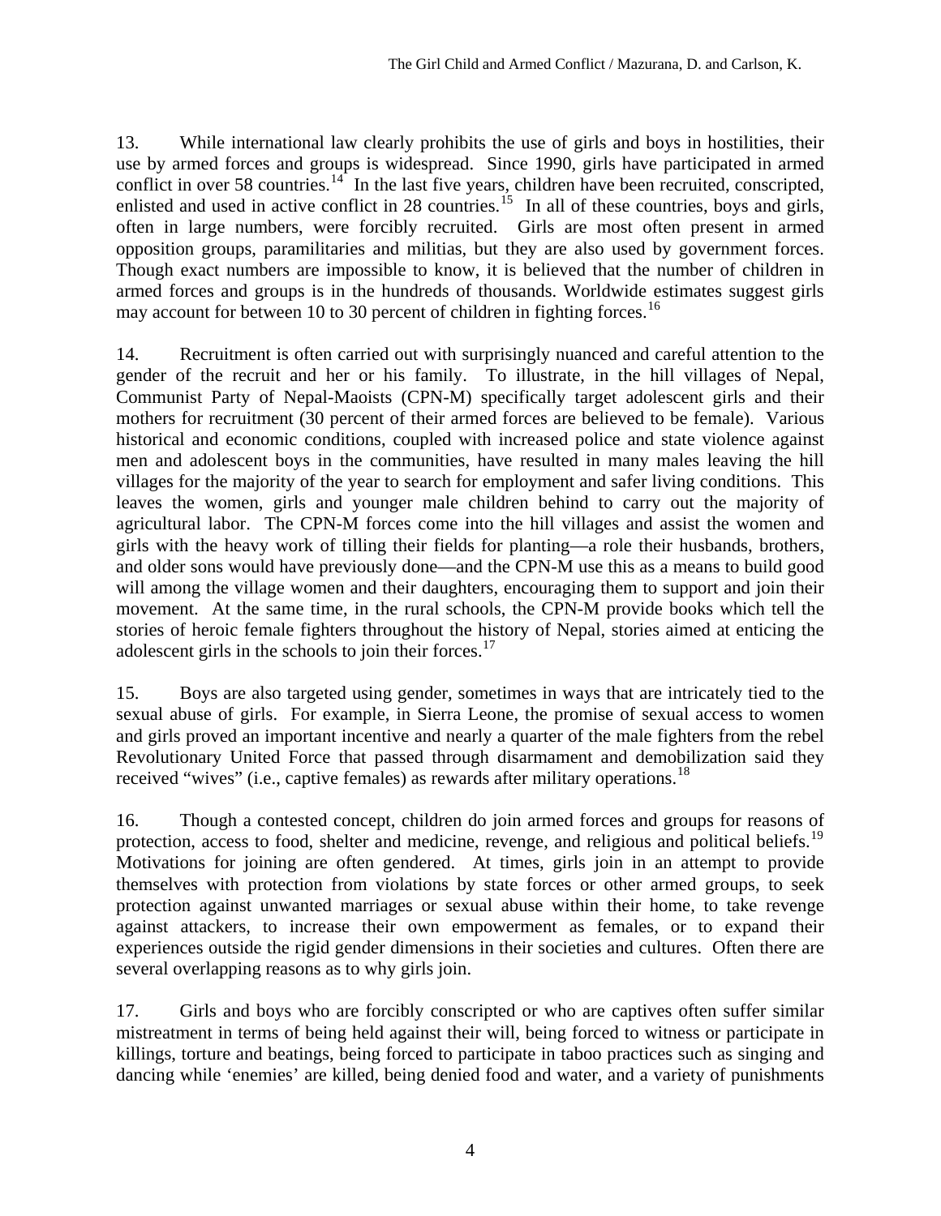13. While international law clearly prohibits the use of girls and boys in hostilities, their use by armed forces and groups is widespread. Since 1990, girls have participated in armed conflict in over 58 countries.[14] In the last five years, children have been recruited, conscripted, enlisted and used in active conflict in 28 countries.[15] In all of these countries, boys and girls, often in large numbers, were forcibly recruited. Girls are most often present in armed opposition groups, paramilitaries and militias, but they are also used by government forces. Though exact numbers are impossible to know, it is believed that the number of children in armed forces and groups is in the hundreds of thousands. Worldwide estimates suggest girls may account for between 10 to 30 percent of children in fighting forces.[16]

14. Recruitment is often carried out with surprisingly nuanced and careful attention to the gender of the recruit and her or his family. To illustrate, in the hill villages of Nepal, Communist Party of Nepal-Maoists (CPN-M) specifically target adolescent girls and their mothers for recruitment (30 percent of their armed forces are believed to be female). Various historical and economic conditions, coupled with increased police and state violence against men and adolescent boys in the communities, have resulted in many males leaving the hill villages for the majority of the year to search for employment and safer living conditions. This leaves the women, girls and younger male children behind to carry out the majority of agricultural labor. The CPN-M forces come into the hill villages and assist the women and girls with the heavy work of tilling their fields for planting—a role their husbands, brothers, and older sons would have previously done—and the CPN-M use this as a means to build good will among the village women and their daughters, encouraging them to support and join their movement. At the same time, in the rural schools, the CPN-M provide books which tell the stories of heroic female fighters throughout the history of Nepal, stories aimed at enticing the adolescent girls in the schools to join their forces.[17]

15. Boys are also targeted using gender, sometimes in ways that are intricately tied to the sexual abuse of girls. For example, in Sierra Leone, the promise of sexual access to women and girls proved an important incentive and nearly a quarter of the male fighters from the rebel Revolutionary United Force that passed through disarmament and demobilization said they received "wives" (i.e., captive females) as rewards after military operations.[18]

16. Though a contested concept, children do join armed forces and groups for reasons of protection, access to food, shelter and medicine, revenge, and religious and political beliefs.[19] Motivations for joining are often gendered. At times, girls join in an attempt to provide themselves with protection from violations by state forces or other armed groups, to seek protection against unwanted marriages or sexual abuse within their home, to take revenge against attackers, to increase their own empowerment as females, or to expand their experiences outside the rigid gender dimensions in their societies and cultures. Often there are several overlapping reasons as to why girls join.

17. Girls and boys who are forcibly conscripted or who are captives often suffer similar mistreatment in terms of being held against their will, being forced to witness or participate in killings, torture and beatings, being forced to participate in taboo practices such as singing and dancing while 'enemies' are killed, being denied food and water, and a variety of punishments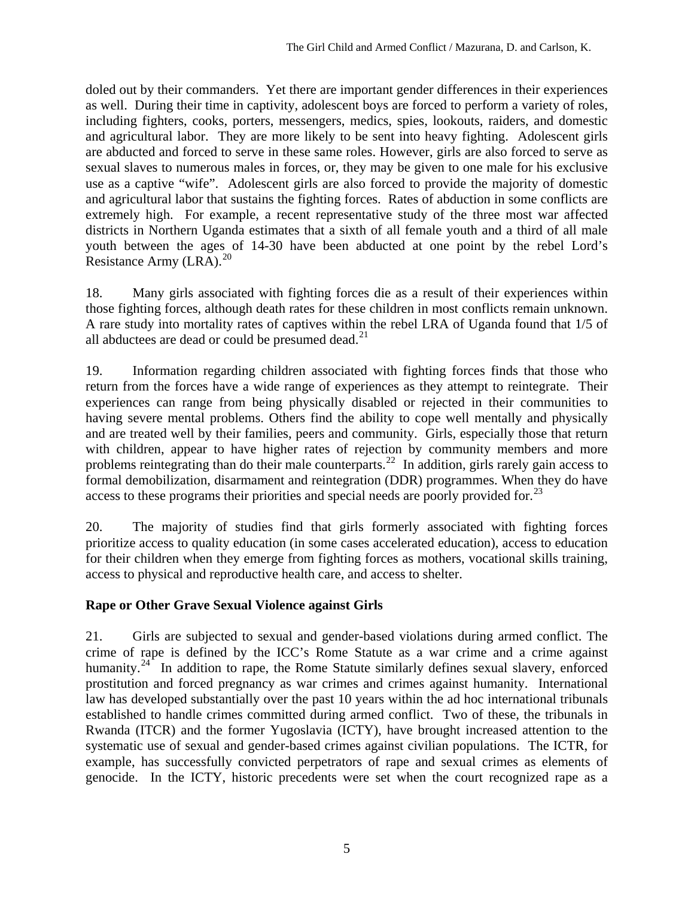doled out by their commanders. Yet there are important gender differences in their experiences as well. During their time in captivity, adolescent boys are forced to perform a variety of roles, including fighters, cooks, porters, messengers, medics, spies, lookouts, raiders, and domestic and agricultural labor. They are more likely to be sent into heavy fighting. Adolescent girls are abducted and forced to serve in these same roles. However, girls are also forced to serve as sexual slaves to numerous males in forces, or, they may be given to one male for his exclusive use as a captive "wife". Adolescent girls are also forced to provide the majority of domestic and agricultural labor that sustains the fighting forces. Rates of abduction in some conflicts are extremely high. For example, a recent representative study of the three most war affected districts in Northern Uganda estimates that a sixth of all female youth and a third of all male youth between the ages of 14-30 have been abducted at one point by the rebel Lord's Resistance Army (LRA).[20]

18. Many girls associated with fighting forces die as a result of their experiences within those fighting forces, although death rates for these children in most conflicts remain unknown. A rare study into mortality rates of captives within the rebel LRA of Uganda found that 1/5 of all abductees are dead or could be presumed dead.[21]

19. Information regarding children associated with fighting forces finds that those who return from the forces have a wide range of experiences as they attempt to reintegrate. Their experiences can range from being physically disabled or rejected in their communities to having severe mental problems. Others find the ability to cope well mentally and physically and are treated well by their families, peers and community. Girls, especially those that return with children, appear to have higher rates of rejection by community members and more problems reintegrating than do their male counterparts.[22] In addition, girls rarely gain access to formal demobilization, disarmament and reintegration (DDR) programmes. When they do have access to these programs their priorities and special needs are poorly provided for.[23]

20. The majority of studies find that girls formerly associated with fighting forces prioritize access to quality education (in some cases accelerated education), access to education for their children when they emerge from fighting forces as mothers, vocational skills training, access to physical and reproductive health care, and access to shelter.

**Rape or Other Grave Sexual Violence against Girls**

21. Girls are subjected to sexual and gender-based violations during armed conflict. The crime of rape is defined by the ICC's Rome Statute as a war crime and a crime against humanity.[24] In addition to rape, the Rome Statute similarly defines sexual slavery, enforced prostitution and forced pregnancy as war crimes and crimes against humanity. International law has developed substantially over the past 10 years within the ad hoc international tribunals established to handle crimes committed during armed conflict. Two of these, the tribunals in Rwanda (ITCR) and the former Yugoslavia (ICTY), have brought increased attention to the systematic use of sexual and gender-based crimes against civilian populations. The ICTR, for example, has successfully convicted perpetrators of rape and sexual crimes as elements of genocide. In the ICTY, historic precedents were set when the court recognized rape as a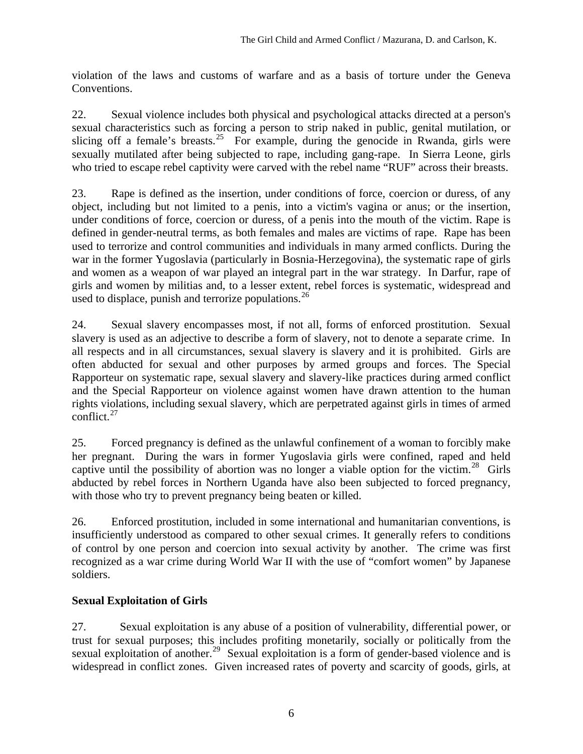violation of the laws and customs of warfare and as a basis of torture under the Geneva Conventions.

22. Sexual violence includes both physical and psychological attacks directed at a person's sexual characteristics such as forcing a person to strip naked in public, genital mutilation, or slicing off a female's breasts.[25] For example, during the genocide in Rwanda, girls were sexually mutilated after being subjected to rape, including gang-rape. In Sierra Leone, girls who tried to escape rebel captivity were carved with the rebel name "RUF" across their breasts.

23. Rape is defined as the insertion, under conditions of force, coercion or duress, of any object, including but not limited to a penis, into a victim's vagina or anus; or the insertion, under conditions of force, coercion or duress, of a penis into the mouth of the victim. Rape is defined in gender-neutral terms, as both females and males are victims of rape. Rape has been used to terrorize and control communities and individuals in many armed conflicts. During the war in the former Yugoslavia (particularly in Bosnia-Herzegovina), the systematic rape of girls and women as a weapon of war played an integral part in the war strategy. In Darfur, rape of girls and women by militias and, to a lesser extent, rebel forces is systematic, widespread and used to displace, punish and terrorize populations.[26]

24. Sexual slavery encompasses most, if not all, forms of enforced prostitution. Sexual slavery is used as an adjective to describe a form of slavery, not to denote a separate crime. In all respects and in all circumstances, sexual slavery is slavery and it is prohibited. Girls are often abducted for sexual and other purposes by armed groups and forces. The Special Rapporteur on systematic rape, sexual slavery and slavery-like practices during armed conflict and the Special Rapporteur on violence against women have drawn attention to the human rights violations, including sexual slavery, which are perpetrated against girls in times of armed conflict.[27]

25. Forced pregnancy is defined as the unlawful confinement of a woman to forcibly make her pregnant. During the wars in former Yugoslavia girls were confined, raped and held captive until the possibility of abortion was no longer a viable option for the victim.[28] Girls abducted by rebel forces in Northern Uganda have also been subjected to forced pregnancy, with those who try to prevent pregnancy being beaten or killed.

26. Enforced prostitution, included in some international and humanitarian conventions, is insufficiently understood as compared to other sexual crimes. It generally refers to conditions of control by one person and coercion into sexual activity by another. The crime was first recognized as a war crime during World War II with the use of "comfort women" by Japanese soldiers.

## Sexual Exploitation of Girls

27. Sexual exploitation is any abuse of a position of vulnerability, differential power, or trust for sexual purposes; this includes profiting monetarily, socially or politically from the sexual exploitation of another.[29] Sexual exploitation is a form of gender-based violence and is widespread in conflict zones. Given increased rates of poverty and scarcity of goods, girls, at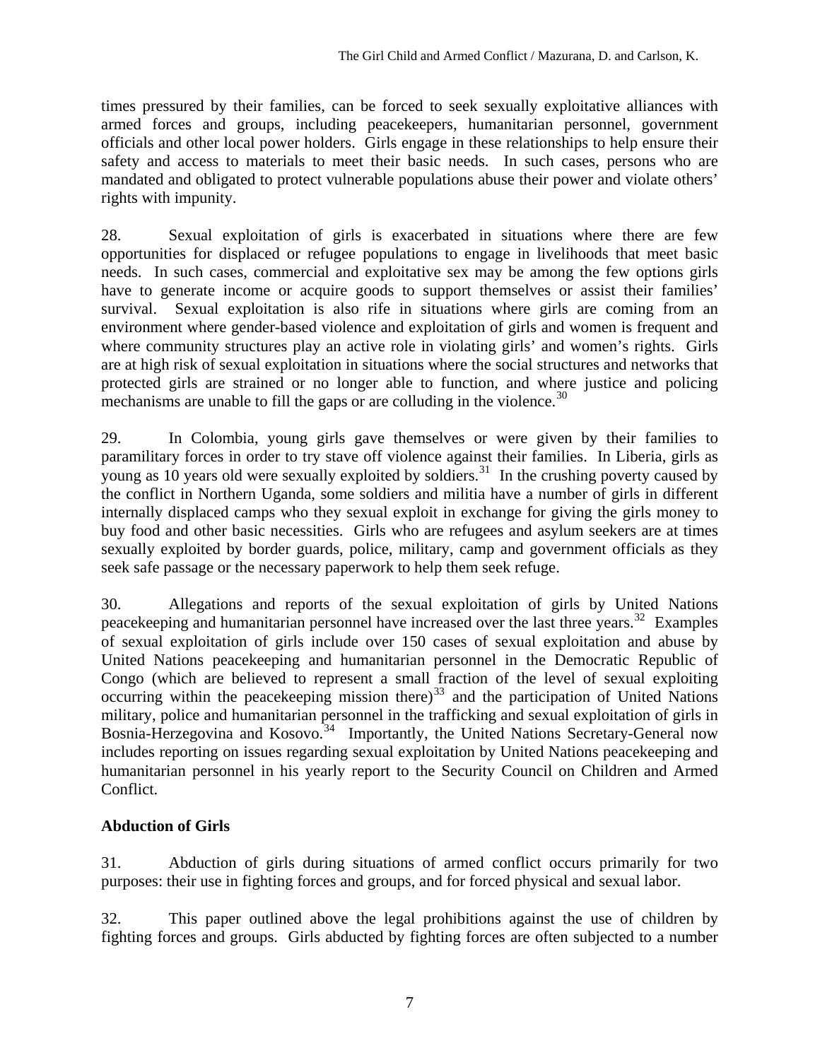times pressured by their families, can be forced to seek sexually exploitative alliances with armed forces and groups, including peacekeepers, humanitarian personnel, government officials and other local power holders. Girls engage in these relationships to help ensure their safety and access to materials to meet their basic needs. In such cases, persons who are mandated and obligated to protect vulnerable populations abuse their power and violate others' rights with impunity.

28. Sexual exploitation of girls is exacerbated in situations where there are few opportunities for displaced or refugee populations to engage in livelihoods that meet basic needs. In such cases, commercial and exploitative sex may be among the few options girls have to generate income or acquire goods to support themselves or assist their families' survival. Sexual exploitation is also rife in situations where girls are coming from an environment where gender-based violence and exploitation of girls and women is frequent and where community structures play an active role in violating girls' and women's rights. Girls are at high risk of sexual exploitation in situations where the social structures and networks that protected girls are strained or no longer able to function, and where justice and policing mechanisms are unable to fill the gaps or are colluding in the violence.[30]

29. In Colombia, young girls gave themselves or were given by their families to paramilitary forces in order to try stave off violence against their families. In Liberia, girls as young as 10 years old were sexually exploited by soldiers.[31] In the crushing poverty caused by the conflict in Northern Uganda, some soldiers and militia have a number of girls in different internally displaced camps who they sexual exploit in exchange for giving the girls money to buy food and other basic necessities. Girls who are refugees and asylum seekers are at times sexually exploited by border guards, police, military, camp and government officials as they seek safe passage or the necessary paperwork to help them seek refuge.

30. Allegations and reports of the sexual exploitation of girls by United Nations peacekeeping and humanitarian personnel have increased over the last three years.[32] Examples of sexual exploitation of girls include over 150 cases of sexual exploitation and abuse by United Nations peacekeeping and humanitarian personnel in the Democratic Republic of Congo (which are believed to represent a small fraction of the level of sexual exploiting occurring within the peacekeeping mission there)[33] and the participation of United Nations military, police and humanitarian personnel in the trafficking and sexual exploitation of girls in Bosnia-Herzegovina and Kosovo.[34] Importantly, the United Nations Secretary-General now includes reporting on issues regarding sexual exploitation by United Nations peacekeeping and humanitarian personnel in his yearly report to the Security Council on Children and Armed Conflict.

**Abduction of Girls**

31. Abduction of girls during situations of armed conflict occurs primarily for two purposes: their use in fighting forces and groups, and for forced physical and sexual labor.

32. This paper outlined above the legal prohibitions against the use of children by fighting forces and groups. Girls abducted by fighting forces are often subjected to a number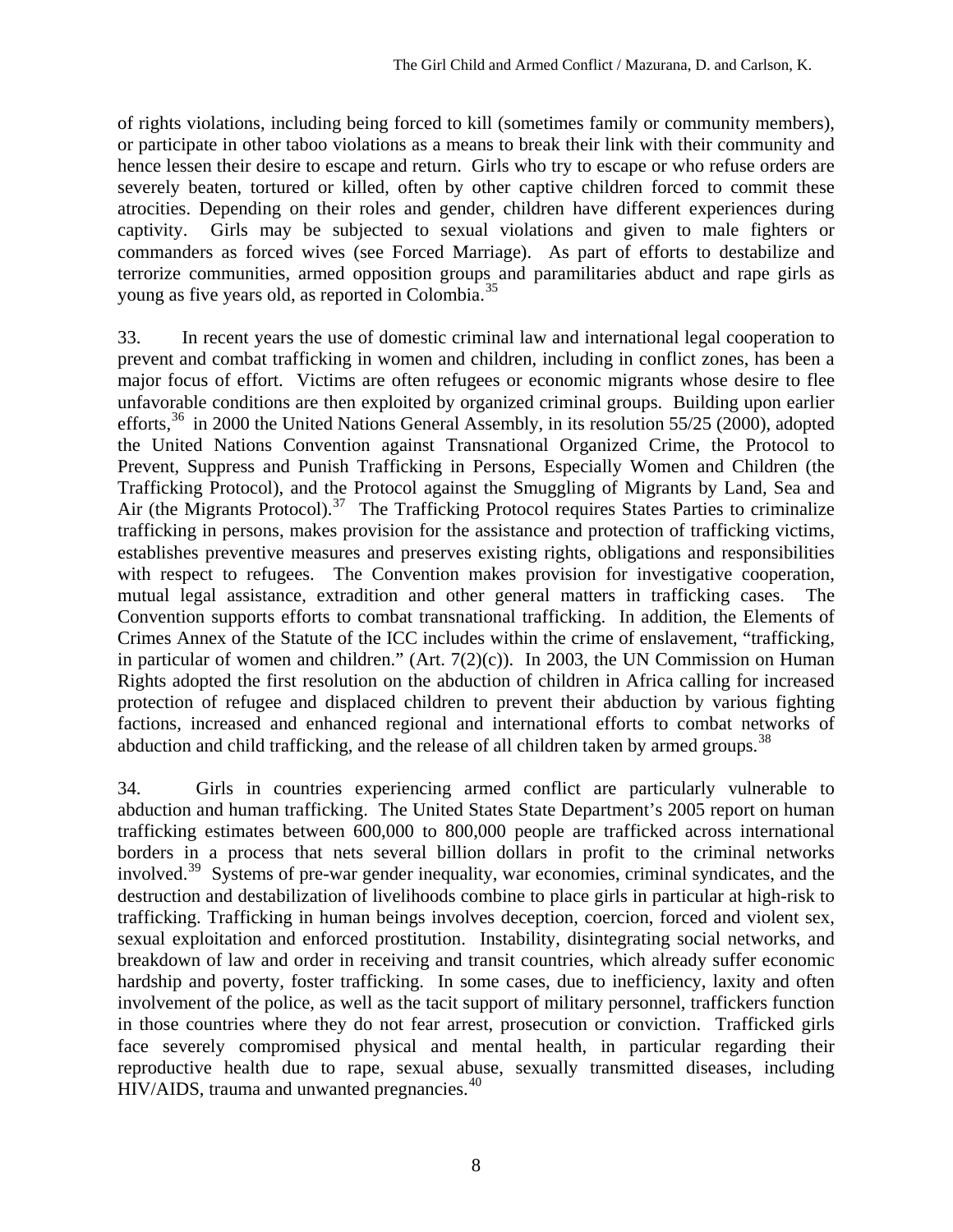of rights violations, including being forced to kill (sometimes family or community members), or participate in other taboo violations as a means to break their link with their community and hence lessen their desire to escape and return. Girls who try to escape or who refuse orders are severely beaten, tortured or killed, often by other captive children forced to commit these atrocities. Depending on their roles and gender, children have different experiences during captivity. Girls may be subjected to sexual violations and given to male fighters or commanders as forced wives (see Forced Marriage). As part of efforts to destabilize and terrorize communities, armed opposition groups and paramilitaries abduct and rape girls as young as five years old, as reported in Colombia.[35]

33. In recent years the use of domestic criminal law and international legal cooperation to prevent and combat trafficking in women and children, including in conflict zones, has been a major focus of effort. Victims are often refugees or economic migrants whose desire to flee unfavorable conditions are then exploited by organized criminal groups. Building upon earlier efforts,[36] in 2000 the United Nations General Assembly, in its resolution 55/25 (2000), adopted the United Nations Convention against Transnational Organized Crime, the Protocol to Prevent, Suppress and Punish Trafficking in Persons, Especially Women and Children (the Trafficking Protocol), and the Protocol against the Smuggling of Migrants by Land, Sea and Air (the Migrants Protocol).[37] The Trafficking Protocol requires States Parties to criminalize trafficking in persons, makes provision for the assistance and protection of trafficking victims, establishes preventive measures and preserves existing rights, obligations and responsibilities with respect to refugees. The Convention makes provision for investigative cooperation, mutual legal assistance, extradition and other general matters in trafficking cases. The Convention supports efforts to combat transnational trafficking. In addition, the Elements of Crimes Annex of the Statute of the ICC includes within the crime of enslavement, "trafficking, in particular of women and children." (Art. 7(2)(c)). In 2003, the UN Commission on Human Rights adopted the first resolution on the abduction of children in Africa calling for increased protection of refugee and displaced children to prevent their abduction by various fighting factions, increased and enhanced regional and international efforts to combat networks of abduction and child trafficking, and the release of all children taken by armed groups.[38]

34. Girls in countries experiencing armed conflict are particularly vulnerable to abduction and human trafficking. The United States State Department's 2005 report on human trafficking estimates between 600,000 to 800,000 people are trafficked across international borders in a process that nets several billion dollars in profit to the criminal networks involved.[39] Systems of pre-war gender inequality, war economies, criminal syndicates, and the destruction and destabilization of livelihoods combine to place girls in particular at high-risk to trafficking. Trafficking in human beings involves deception, coercion, forced and violent sex, sexual exploitation and enforced prostitution. Instability, disintegrating social networks, and breakdown of law and order in receiving and transit countries, which already suffer economic hardship and poverty, foster trafficking. In some cases, due to inefficiency, laxity and often involvement of the police, as well as the tacit support of military personnel, traffickers function in those countries where they do not fear arrest, prosecution or conviction. Trafficked girls face severely compromised physical and mental health, in particular regarding their reproductive health due to rape, sexual abuse, sexually transmitted diseases, including HIV/AIDS, trauma and unwanted pregnancies.[40]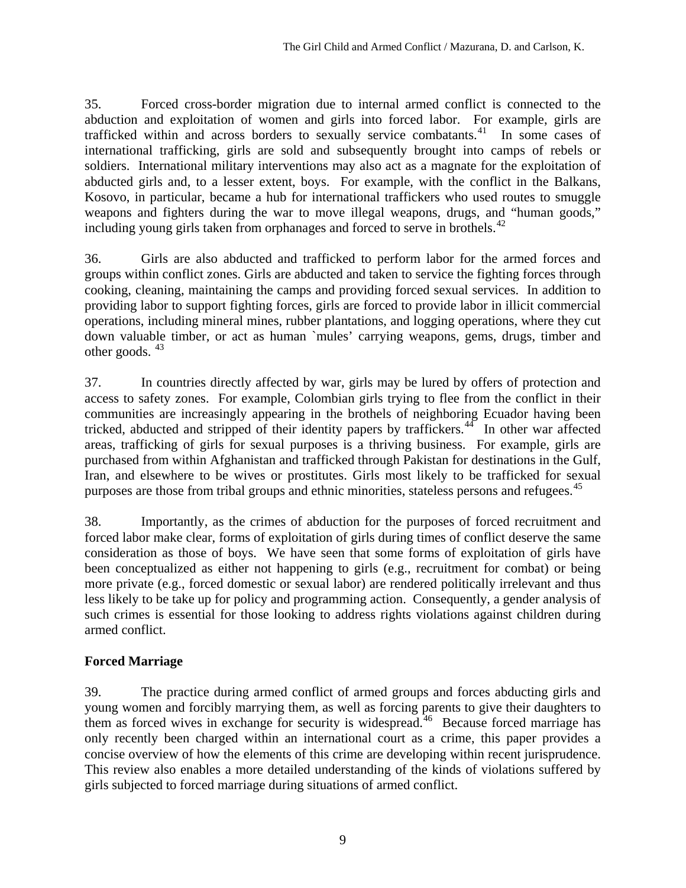35. Forced cross-border migration due to internal armed conflict is connected to the abduction and exploitation of women and girls into forced labor. For example, girls are trafficked within and across borders to sexually service combatants.[41] In some cases of international trafficking, girls are sold and subsequently brought into camps of rebels or soldiers. International military interventions may also act as a magnate for the exploitation of abducted girls and, to a lesser extent, boys. For example, with the conflict in the Balkans, Kosovo, in particular, became a hub for international traffickers who used routes to smuggle weapons and fighters during the war to move illegal weapons, drugs, and "human goods," including young girls taken from orphanages and forced to serve in brothels.[42]

36. Girls are also abducted and trafficked to perform labor for the armed forces and groups within conflict zones. Girls are abducted and taken to service the fighting forces through cooking, cleaning, maintaining the camps and providing forced sexual services. In addition to providing labor to support fighting forces, girls are forced to provide labor in illicit commercial operations, including mineral mines, rubber plantations, and logging operations, where they cut down valuable timber, or act as human `mules' carrying weapons, gems, drugs, timber and other goods. [43]

37. In countries directly affected by war, girls may be lured by offers of protection and access to safety zones. For example, Colombian girls trying to flee from the conflict in their communities are increasingly appearing in the brothels of neighboring Ecuador having been tricked, abducted and stripped of their identity papers by traffickers.[44] In other war affected areas, trafficking of girls for sexual purposes is a thriving business. For example, girls are purchased from within Afghanistan and trafficked through Pakistan for destinations in the Gulf, Iran, and elsewhere to be wives or prostitutes. Girls most likely to be trafficked for sexual purposes are those from tribal groups and ethnic minorities, stateless persons and refugees.[45]

38. Importantly, as the crimes of abduction for the purposes of forced recruitment and forced labor make clear, forms of exploitation of girls during times of conflict deserve the same consideration as those of boys. We have seen that some forms of exploitation of girls have been conceptualized as either not happening to girls (e.g., recruitment for combat) or being more private (e.g., forced domestic or sexual labor) are rendered politically irrelevant and thus less likely to be take up for policy and programming action. Consequently, a gender analysis of such crimes is essential for those looking to address rights violations against children during armed conflict.

**Forced Marriage**

39. The practice during armed conflict of armed groups and forces abducting girls and young women and forcibly marrying them, as well as forcing parents to give their daughters to them as forced wives in exchange for security is widespread.[46] Because forced marriage has only recently been charged within an international court as a crime, this paper provides a concise overview of how the elements of this crime are developing within recent jurisprudence. This review also enables a more detailed understanding of the kinds of violations suffered by girls subjected to forced marriage during situations of armed conflict.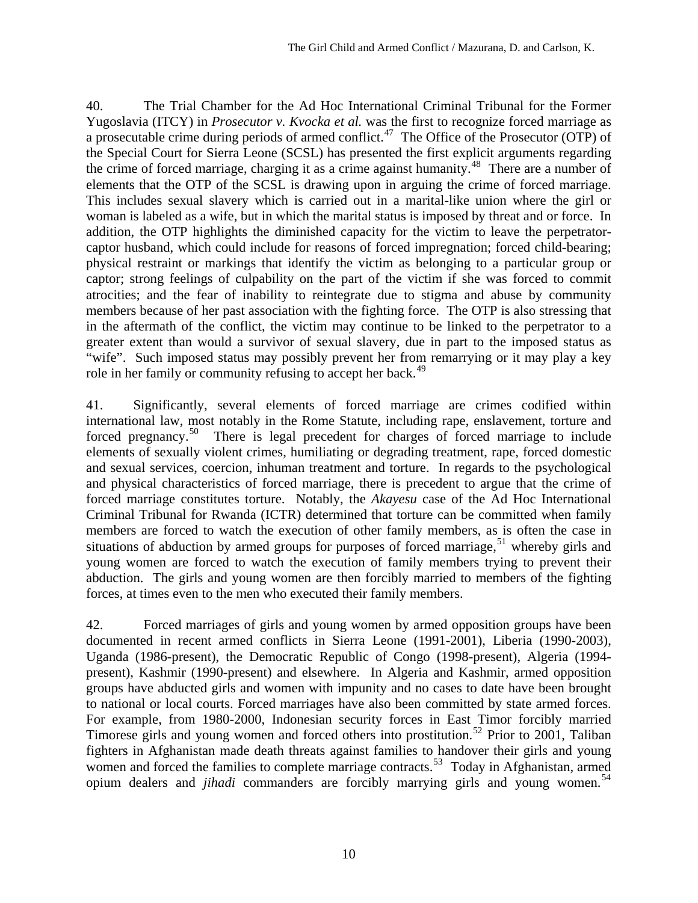40. The Trial Chamber for the Ad Hoc International Criminal Tribunal for the Former Yugoslavia (ITCY) in *Prosecutor v. Kvocka et al.* was the first to recognize forced marriage as a prosecutable crime during periods of armed conflict.[47] The Office of the Prosecutor (OTP) of the Special Court for Sierra Leone (SCSL) has presented the first explicit arguments regarding the crime of forced marriage, charging it as a crime against humanity.[48] There are a number of elements that the OTP of the SCSL is drawing upon in arguing the crime of forced marriage. This includes sexual slavery which is carried out in a marital-like union where the girl or woman is labeled as a wife, but in which the marital status is imposed by threat and or force. In addition, the OTP highlights the diminished capacity for the victim to leave the perpetrator-captor husband, which could include for reasons of forced impregnation; forced child-bearing; physical restraint or markings that identify the victim as belonging to a particular group or captor; strong feelings of culpability on the part of the victim if she was forced to commit atrocities; and the fear of inability to reintegrate due to stigma and abuse by community members because of her past association with the fighting force. The OTP is also stressing that in the aftermath of the conflict, the victim may continue to be linked to the perpetrator to a greater extent than would a survivor of sexual slavery, due in part to the imposed status as "wife". Such imposed status may possibly prevent her from remarrying or it may play a key role in her family or community refusing to accept her back.[49]

41. Significantly, several elements of forced marriage are crimes codified within international law, most notably in the Rome Statute, including rape, enslavement, torture and forced pregnancy.[50] There is legal precedent for charges of forced marriage to include elements of sexually violent crimes, humiliating or degrading treatment, rape, forced domestic and sexual services, coercion, inhuman treatment and torture. In regards to the psychological and physical characteristics of forced marriage, there is precedent to argue that the crime of forced marriage constitutes torture. Notably, the *Akayesu* case of the Ad Hoc International Criminal Tribunal for Rwanda (ICTR) determined that torture can be committed when family members are forced to watch the execution of other family members, as is often the case in situations of abduction by armed groups for purposes of forced marriage,[51] whereby girls and young women are forced to watch the execution of family members trying to prevent their abduction. The girls and young women are then forcibly married to members of the fighting forces, at times even to the men who executed their family members.

42. Forced marriages of girls and young women by armed opposition groups have been documented in recent armed conflicts in Sierra Leone (1991-2001), Liberia (1990-2003), Uganda (1986-present), the Democratic Republic of Congo (1998-present), Algeria (1994-present), Kashmir (1990-present) and elsewhere. In Algeria and Kashmir, armed opposition groups have abducted girls and women with impunity and no cases to date have been brought to national or local courts. Forced marriages have also been committed by state armed forces. For example, from 1980-2000, Indonesian security forces in East Timor forcibly married Timorese girls and young women and forced others into prostitution.[52] Prior to 2001, Taliban fighters in Afghanistan made death threats against families to handover their girls and young women and forced the families to complete marriage contracts.[53] Today in Afghanistan, armed opium dealers and *jihadi* commanders are forcibly marrying girls and young women.[54]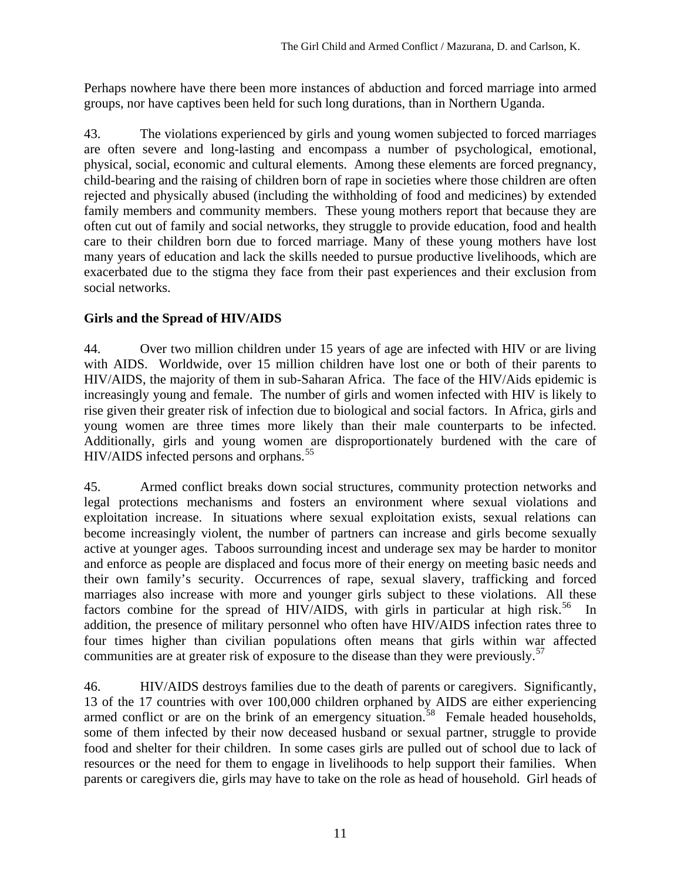Perhaps nowhere have there been more instances of abduction and forced marriage into armed groups, nor have captives been held for such long durations, than in Northern Uganda.

43. The violations experienced by girls and young women subjected to forced marriages are often severe and long-lasting and encompass a number of psychological, emotional, physical, social, economic and cultural elements. Among these elements are forced pregnancy, child-bearing and the raising of children born of rape in societies where those children are often rejected and physically abused (including the withholding of food and medicines) by extended family members and community members. These young mothers report that because they are often cut out of family and social networks, they struggle to provide education, food and health care to their children born due to forced marriage. Many of these young mothers have lost many years of education and lack the skills needed to pursue productive livelihoods, which are exacerbated due to the stigma they face from their past experiences and their exclusion from social networks.

**Girls and the Spread of HIV/AIDS**

44. Over two million children under 15 years of age are infected with HIV or are living with AIDS. Worldwide, over 15 million children have lost one or both of their parents to HIV/AIDS, the majority of them in sub-Saharan Africa. The face of the HIV/Aids epidemic is increasingly young and female. The number of girls and women infected with HIV is likely to rise given their greater risk of infection due to biological and social factors. In Africa, girls and young women are three times more likely than their male counterparts to be infected. Additionally, girls and young women are disproportionately burdened with the care of HIV/AIDS infected persons and orphans.[55]

45. Armed conflict breaks down social structures, community protection networks and legal protections mechanisms and fosters an environment where sexual violations and exploitation increase. In situations where sexual exploitation exists, sexual relations can become increasingly violent, the number of partners can increase and girls become sexually active at younger ages. Taboos surrounding incest and underage sex may be harder to monitor and enforce as people are displaced and focus more of their energy on meeting basic needs and their own family's security. Occurrences of rape, sexual slavery, trafficking and forced marriages also increase with more and younger girls subject to these violations. All these factors combine for the spread of HIV/AIDS, with girls in particular at high risk.[56] In addition, the presence of military personnel who often have HIV/AIDS infection rates three to four times higher than civilian populations often means that girls within war affected communities are at greater risk of exposure to the disease than they were previously.[57]

46. HIV/AIDS destroys families due to the death of parents or caregivers. Significantly, 13 of the 17 countries with over 100,000 children orphaned by AIDS are either experiencing armed conflict or are on the brink of an emergency situation.[58] Female headed households, some of them infected by their now deceased husband or sexual partner, struggle to provide food and shelter for their children. In some cases girls are pulled out of school due to lack of resources or the need for them to engage in livelihoods to help support their families. When parents or caregivers die, girls may have to take on the role as head of household. Girl heads of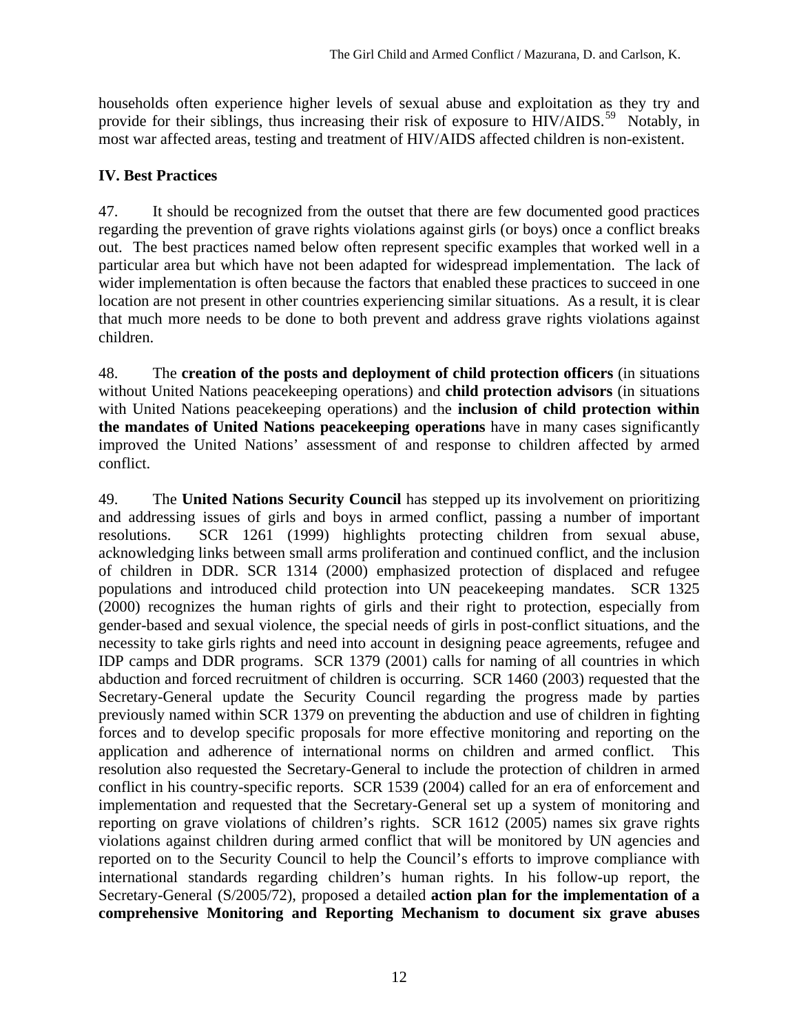households often experience higher levels of sexual abuse and exploitation as they try and provide for their siblings, thus increasing their risk of exposure to HIV/AIDS.[59] Notably, in most war affected areas, testing and treatment of HIV/AIDS affected children is non-existent.

## IV. Best Practices

47. It should be recognized from the outset that there are few documented good practices regarding the prevention of grave rights violations against girls (or boys) once a conflict breaks out. The best practices named below often represent specific examples that worked well in a particular area but which have not been adapted for widespread implementation. The lack of wider implementation is often because the factors that enabled these practices to succeed in one location are not present in other countries experiencing similar situations. As a result, it is clear that much more needs to be done to both prevent and address grave rights violations against children.

48. The **creation of the posts and deployment of child protection officers** (in situations without United Nations peacekeeping operations) and **child protection advisors** (in situations with United Nations peacekeeping operations) and the **inclusion of child protection within the mandates of United Nations peacekeeping operations** have in many cases significantly improved the United Nations' assessment of and response to children affected by armed conflict.

49. The **United Nations Security Council** has stepped up its involvement on prioritizing and addressing issues of girls and boys in armed conflict, passing a number of important resolutions. SCR 1261 (1999) highlights protecting children from sexual abuse, acknowledging links between small arms proliferation and continued conflict, and the inclusion of children in DDR. SCR 1314 (2000) emphasized protection of displaced and refugee populations and introduced child protection into UN peacekeeping mandates. SCR 1325 (2000) recognizes the human rights of girls and their right to protection, especially from gender-based and sexual violence, the special needs of girls in post-conflict situations, and the necessity to take girls rights and need into account in designing peace agreements, refugee and IDP camps and DDR programs. SCR 1379 (2001) calls for naming of all countries in which abduction and forced recruitment of children is occurring. SCR 1460 (2003) requested that the Secretary-General update the Security Council regarding the progress made by parties previously named within SCR 1379 on preventing the abduction and use of children in fighting forces and to develop specific proposals for more effective monitoring and reporting on the application and adherence of international norms on children and armed conflict. This resolution also requested the Secretary-General to include the protection of children in armed conflict in his country-specific reports. SCR 1539 (2004) called for an era of enforcement and implementation and requested that the Secretary-General set up a system of monitoring and reporting on grave violations of children's rights. SCR 1612 (2005) names six grave rights violations against children during armed conflict that will be monitored by UN agencies and reported on to the Security Council to help the Council's efforts to improve compliance with international standards regarding children's human rights. In his follow-up report, the Secretary-General (S/2005/72), proposed a detailed **action plan for the implementation of a comprehensive Monitoring and Reporting Mechanism to document six grave abuses**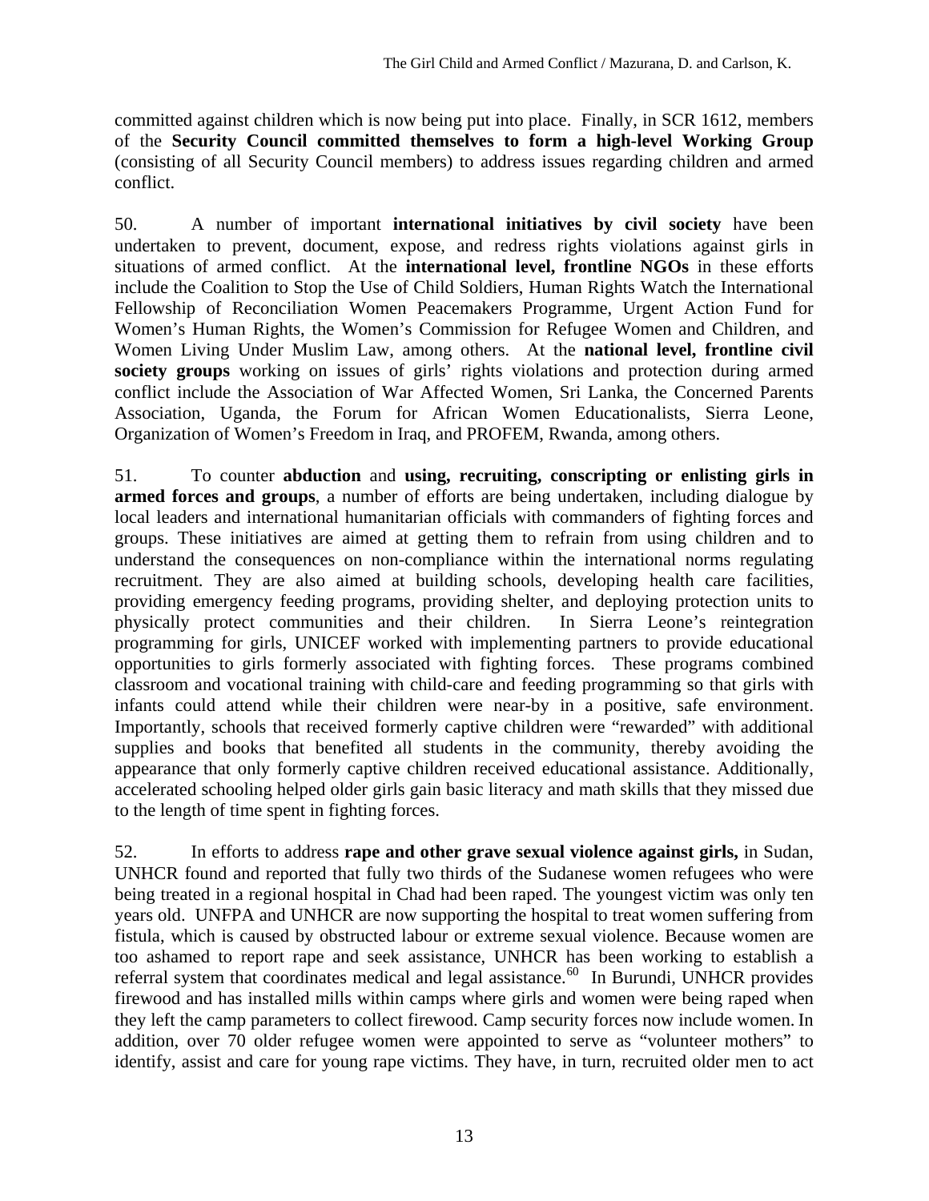committed against children which is now being put into place. Finally, in SCR 1612, members of the **Security Council committed themselves to form a high-level Working Group** (consisting of all Security Council members) to address issues regarding children and armed conflict.

50. A number of important **international initiatives by civil society** have been undertaken to prevent, document, expose, and redress rights violations against girls in situations of armed conflict. At the **international level, frontline NGOs** in these efforts include the Coalition to Stop the Use of Child Soldiers, Human Rights Watch the International Fellowship of Reconciliation Women Peacemakers Programme, Urgent Action Fund for Women's Human Rights, the Women's Commission for Refugee Women and Children, and Women Living Under Muslim Law, among others. At the **national level, frontline civil society groups** working on issues of girls' rights violations and protection during armed conflict include the Association of War Affected Women, Sri Lanka, the Concerned Parents Association, Uganda, the Forum for African Women Educationalists, Sierra Leone, Organization of Women's Freedom in Iraq, and PROFEM, Rwanda, among others.

51. To counter **abduction** and **using, recruiting, conscripting or enlisting girls in armed forces and groups**, a number of efforts are being undertaken, including dialogue by local leaders and international humanitarian officials with commanders of fighting forces and groups. These initiatives are aimed at getting them to refrain from using children and to understand the consequences on non-compliance within the international norms regulating recruitment. They are also aimed at building schools, developing health care facilities, providing emergency feeding programs, providing shelter, and deploying protection units to physically protect communities and their children. In Sierra Leone's reintegration programming for girls, UNICEF worked with implementing partners to provide educational opportunities to girls formerly associated with fighting forces. These programs combined classroom and vocational training with child-care and feeding programming so that girls with infants could attend while their children were near-by in a positive, safe environment. Importantly, schools that received formerly captive children were "rewarded" with additional supplies and books that benefited all students in the community, thereby avoiding the appearance that only formerly captive children received educational assistance. Additionally, accelerated schooling helped older girls gain basic literacy and math skills that they missed due to the length of time spent in fighting forces.

52. In efforts to address **rape and other grave sexual violence against girls,** in Sudan, UNHCR found and reported that fully two thirds of the Sudanese women refugees who were being treated in a regional hospital in Chad had been raped. The youngest victim was only ten years old. UNFPA and UNHCR are now supporting the hospital to treat women suffering from fistula, which is caused by obstructed labour or extreme sexual violence. Because women are too ashamed to report rape and seek assistance, UNHCR has been working to establish a referral system that coordinates medical and legal assistance.[60] In Burundi, UNHCR provides firewood and has installed mills within camps where girls and women were being raped when they left the camp parameters to collect firewood. Camp security forces now include women. In addition, over 70 older refugee women were appointed to serve as "volunteer mothers" to identify, assist and care for young rape victims. They have, in turn, recruited older men to act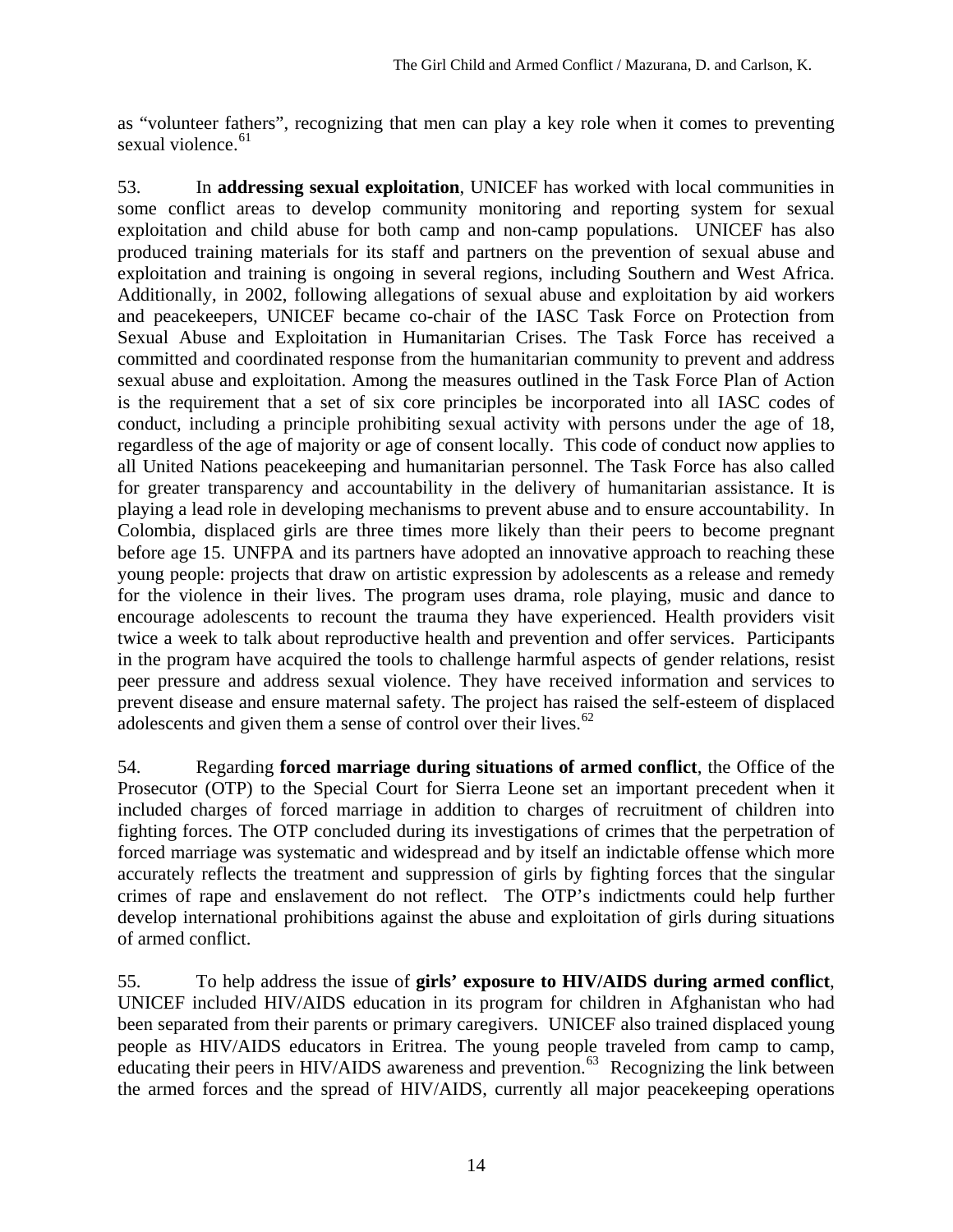as "volunteer fathers", recognizing that men can play a key role when it comes to preventing sexual violence.[61]

53. In **addressing sexual exploitation**, UNICEF has worked with local communities in some conflict areas to develop community monitoring and reporting system for sexual exploitation and child abuse for both camp and non-camp populations. UNICEF has also produced training materials for its staff and partners on the prevention of sexual abuse and exploitation and training is ongoing in several regions, including Southern and West Africa. Additionally, in 2002, following allegations of sexual abuse and exploitation by aid workers and peacekeepers, UNICEF became co-chair of the IASC Task Force on Protection from Sexual Abuse and Exploitation in Humanitarian Crises. The Task Force has received a committed and coordinated response from the humanitarian community to prevent and address sexual abuse and exploitation. Among the measures outlined in the Task Force Plan of Action is the requirement that a set of six core principles be incorporated into all IASC codes of conduct, including a principle prohibiting sexual activity with persons under the age of 18, regardless of the age of majority or age of consent locally. This code of conduct now applies to all United Nations peacekeeping and humanitarian personnel. The Task Force has also called for greater transparency and accountability in the delivery of humanitarian assistance. It is playing a lead role in developing mechanisms to prevent abuse and to ensure accountability. In Colombia, displaced girls are three times more likely than their peers to become pregnant before age 15. UNFPA and its partners have adopted an innovative approach to reaching these young people: projects that draw on artistic expression by adolescents as a release and remedy for the violence in their lives. The program uses drama, role playing, music and dance to encourage adolescents to recount the trauma they have experienced. Health providers visit twice a week to talk about reproductive health and prevention and offer services. Participants in the program have acquired the tools to challenge harmful aspects of gender relations, resist peer pressure and address sexual violence. They have received information and services to prevent disease and ensure maternal safety. The project has raised the self-esteem of displaced adolescents and given them a sense of control over their lives.[62]

54. Regarding **forced marriage during situations of armed conflict**, the Office of the Prosecutor (OTP) to the Special Court for Sierra Leone set an important precedent when it included charges of forced marriage in addition to charges of recruitment of children into fighting forces. The OTP concluded during its investigations of crimes that the perpetration of forced marriage was systematic and widespread and by itself an indictable offense which more accurately reflects the treatment and suppression of girls by fighting forces that the singular crimes of rape and enslavement do not reflect. The OTP's indictments could help further develop international prohibitions against the abuse and exploitation of girls during situations of armed conflict.

55. To help address the issue of **girls' exposure to HIV/AIDS during armed conflict**, UNICEF included HIV/AIDS education in its program for children in Afghanistan who had been separated from their parents or primary caregivers. UNICEF also trained displaced young people as HIV/AIDS educators in Eritrea. The young people traveled from camp to camp, educating their peers in HIV/AIDS awareness and prevention.[63] Recognizing the link between the armed forces and the spread of HIV/AIDS, currently all major peacekeeping operations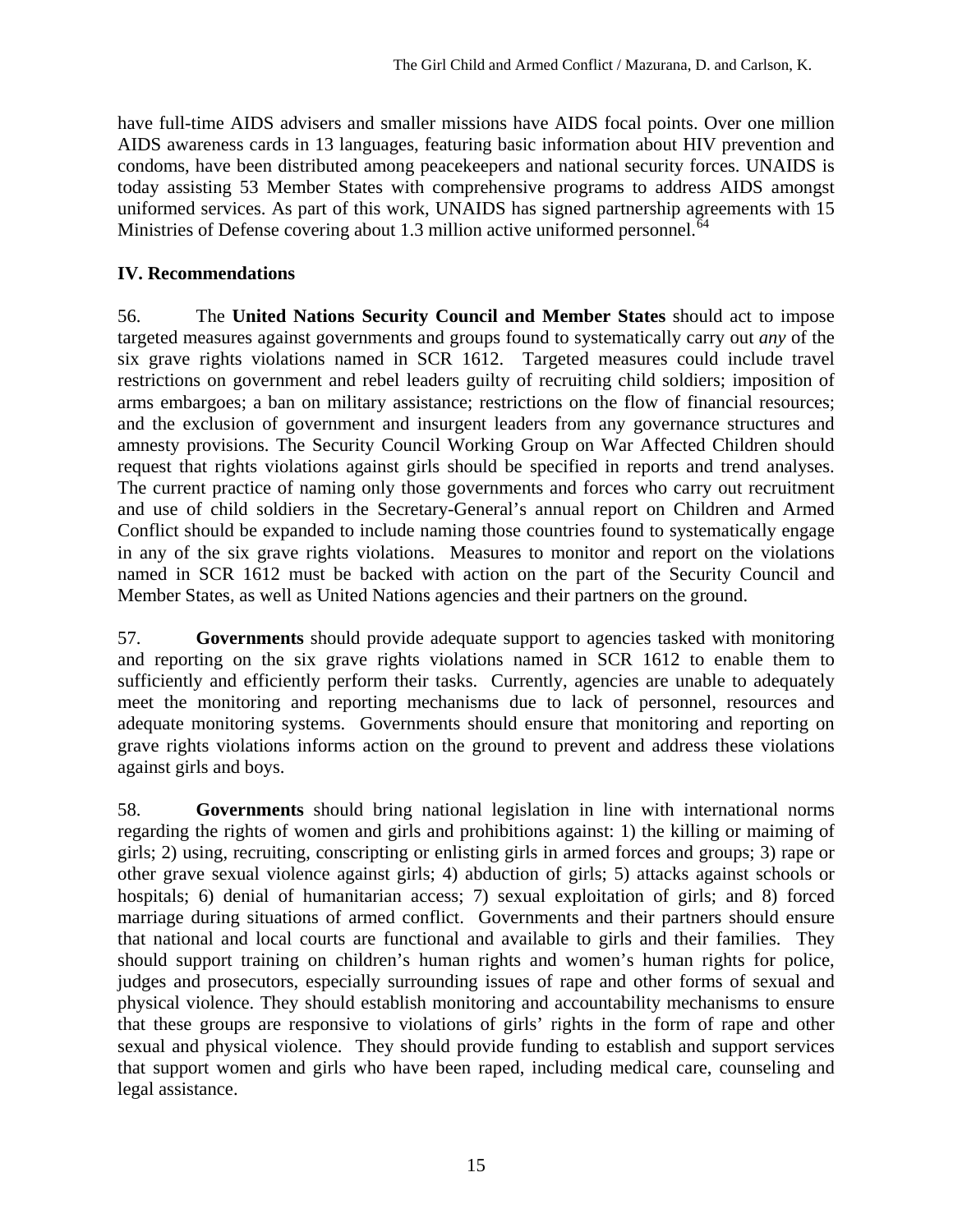have full-time AIDS advisers and smaller missions have AIDS focal points. Over one million AIDS awareness cards in 13 languages, featuring basic information about HIV prevention and condoms, have been distributed among peacekeepers and national security forces. UNAIDS is today assisting 53 Member States with comprehensive programs to address AIDS amongst uniformed services. As part of this work, UNAIDS has signed partnership agreements with 15 Ministries of Defense covering about 1.3 million active uniformed personnel.[64]

## IV. Recommendations

56. The **United Nations Security Council and Member States** should act to impose targeted measures against governments and groups found to systematically carry out *any* of the six grave rights violations named in SCR 1612. Targeted measures could include travel restrictions on government and rebel leaders guilty of recruiting child soldiers; imposition of arms embargoes; a ban on military assistance; restrictions on the flow of financial resources; and the exclusion of government and insurgent leaders from any governance structures and amnesty provisions. The Security Council Working Group on War Affected Children should request that rights violations against girls should be specified in reports and trend analyses. The current practice of naming only those governments and forces who carry out recruitment and use of child soldiers in the Secretary-General's annual report on Children and Armed Conflict should be expanded to include naming those countries found to systematically engage in any of the six grave rights violations. Measures to monitor and report on the violations named in SCR 1612 must be backed with action on the part of the Security Council and Member States, as well as United Nations agencies and their partners on the ground.

57. **Governments** should provide adequate support to agencies tasked with monitoring and reporting on the six grave rights violations named in SCR 1612 to enable them to sufficiently and efficiently perform their tasks. Currently, agencies are unable to adequately meet the monitoring and reporting mechanisms due to lack of personnel, resources and adequate monitoring systems. Governments should ensure that monitoring and reporting on grave rights violations informs action on the ground to prevent and address these violations against girls and boys.

58. **Governments** should bring national legislation in line with international norms regarding the rights of women and girls and prohibitions against: 1) the killing or maiming of girls; 2) using, recruiting, conscripting or enlisting girls in armed forces and groups; 3) rape or other grave sexual violence against girls; 4) abduction of girls; 5) attacks against schools or hospitals; 6) denial of humanitarian access; 7) sexual exploitation of girls; and 8) forced marriage during situations of armed conflict. Governments and their partners should ensure that national and local courts are functional and available to girls and their families. They should support training on children's human rights and women's human rights for police, judges and prosecutors, especially surrounding issues of rape and other forms of sexual and physical violence. They should establish monitoring and accountability mechanisms to ensure that these groups are responsive to violations of girls' rights in the form of rape and other sexual and physical violence. They should provide funding to establish and support services that support women and girls who have been raped, including medical care, counseling and legal assistance.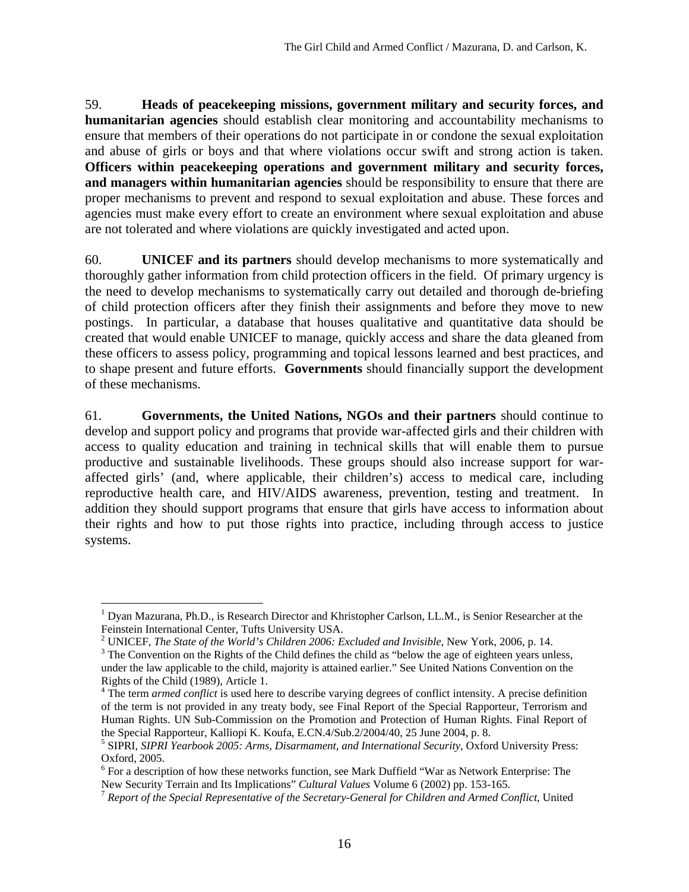59. **Heads of peacekeeping missions, government military and security forces, and humanitarian agencies** should establish clear monitoring and accountability mechanisms to ensure that members of their operations do not participate in or condone the sexual exploitation and abuse of girls or boys and that where violations occur swift and strong action is taken. **Officers within peacekeeping operations and government military and security forces, and managers within humanitarian agencies** should be responsibility to ensure that there are proper mechanisms to prevent and respond to sexual exploitation and abuse. These forces and agencies must make every effort to create an environment where sexual exploitation and abuse are not tolerated and where violations are quickly investigated and acted upon.

60. **UNICEF and its partners** should develop mechanisms to more systematically and thoroughly gather information from child protection officers in the field. Of primary urgency is the need to develop mechanisms to systematically carry out detailed and thorough de-briefing of child protection officers after they finish their assignments and before they move to new postings. In particular, a database that houses qualitative and quantitative data should be created that would enable UNICEF to manage, quickly access and share the data gleaned from these officers to assess policy, programming and topical lessons learned and best practices, and to shape present and future efforts. **Governments** should financially support the development of these mechanisms.

61. **Governments, the United Nations, NGOs and their partners** should continue to develop and support policy and programs that provide war-affected girls and their children with access to quality education and training in technical skills that will enable them to pursue productive and sustainable livelihoods. These groups should also increase support for war-affected girls' (and, where applicable, their children's) access to medical care, including reproductive health care, and HIV/AIDS awareness, prevention, testing and treatment. In addition they should support programs that ensure that girls have access to information about their rights and how to put those rights into practice, including through access to justice systems.

---

[1] Dyan Mazurana, Ph.D., is Research Director and Khristopher Carlson, LL.M., is Senior Researcher at the Feinstein International Center, Tufts University USA.

[2] UNICEF, *The State of the World's Children 2006: Excluded and Invisible*, New York, 2006, p. 14.

[3] The Convention on the Rights of the Child defines the child as "below the age of eighteen years unless, under the law applicable to the child, majority is attained earlier." See United Nations Convention on the Rights of the Child (1989), Article 1.

[4] The term *armed conflict* is used here to describe varying degrees of conflict intensity. A precise definition of the term is not provided in any treaty body, see Final Report of the Special Rapporteur, Terrorism and Human Rights. UN Sub-Commission on the Promotion and Protection of Human Rights. Final Report of the Special Rapporteur, Kalliopi K. Koufa, E.CN.4/Sub.2/2004/40, 25 June 2004, p. 8.

[5] SIPRI, *SIPRI Yearbook 2005: Arms, Disarmament, and International Security*, Oxford University Press: Oxford, 2005.

[6] For a description of how these networks function, see Mark Duffield "War as Network Enterprise: The New Security Terrain and Its Implications" *Cultural Values* Volume 6 (2002) pp. 153-165.

[7] *Report of the Special Representative of the Secretary-General for Children and Armed Conflict*, United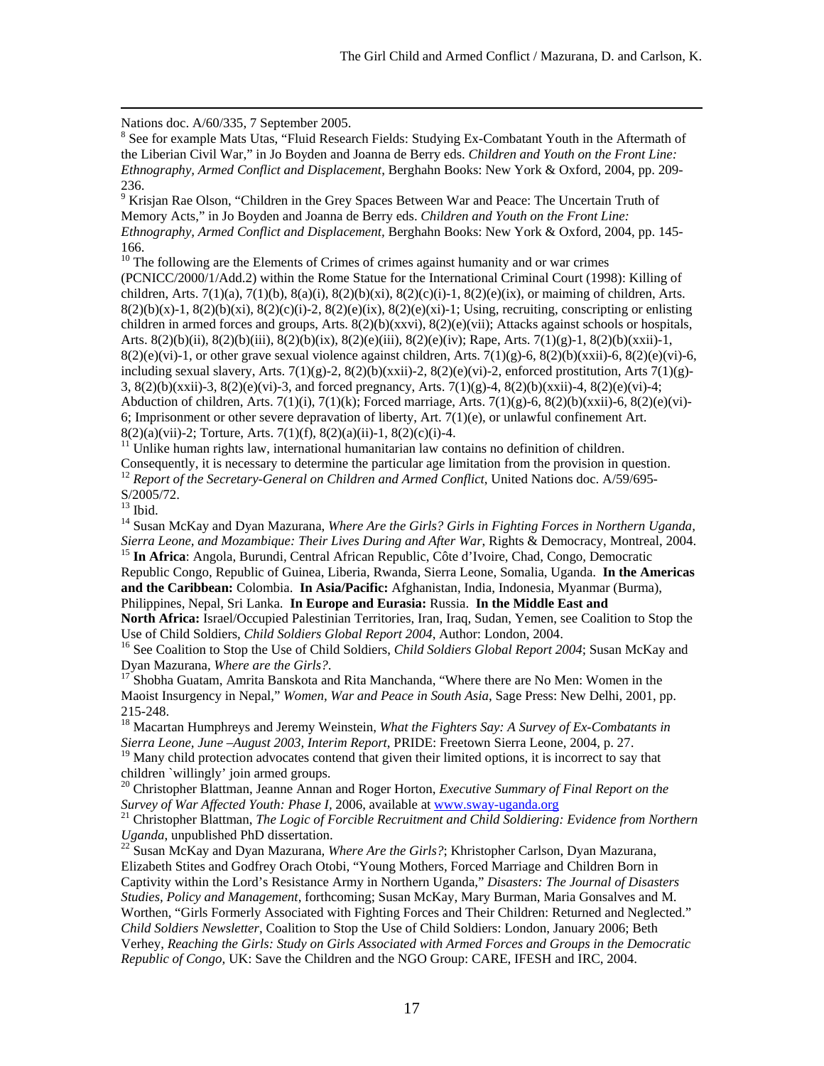Nations doc. A/60/335, 7 September 2005.

[8] See for example Mats Utas, "Fluid Research Fields: Studying Ex-Combatant Youth in the Aftermath of the Liberian Civil War," in Jo Boyden and Joanna de Berry eds. *Children and Youth on the Front Line: Ethnography, Armed Conflict and Displacement*, Berghahn Books: New York & Oxford, 2004, pp. 209-236.

[9] Krisjan Rae Olson, "Children in the Grey Spaces Between War and Peace: The Uncertain Truth of Memory Acts," in Jo Boyden and Joanna de Berry eds. *Children and Youth on the Front Line: Ethnography, Armed Conflict and Displacement*, Berghahn Books: New York & Oxford, 2004, pp. 145-166.

[10] The following are the Elements of Crimes of crimes against humanity and or war crimes (PCNICC/2000/1/Add.2) within the Rome Statue for the International Criminal Court (1998): Killing of children, Arts. 7(1)(a), 7(1)(b), 8(a)(i), 8(2)(b)(xi), 8(2)(c)(i)-1, 8(2)(e)(ix), or maiming of children, Arts. 8(2)(b)(x)-1, 8(2)(b)(xi), 8(2)(c)(i)-2, 8(2)(e)(ix), 8(2)(e)(xi)-1; Using, recruiting, conscripting or enlisting children in armed forces and groups, Arts. 8(2)(b)(xxvi), 8(2)(e)(vii); Attacks against schools or hospitals, Arts. 8(2)(b)(ii), 8(2)(b)(iii), 8(2)(b)(ix), 8(2)(e)(iii), 8(2)(e)(iv); Rape, Arts. 7(1)(g)-1, 8(2)(b)(xxii)-1, 8(2)(e)(vi)-1, or other grave sexual violence against children, Arts. 7(1)(g)-6, 8(2)(b)(xxii)-6, 8(2)(e)(vi)-6, including sexual slavery, Arts. 7(1)(g)-2, 8(2)(b)(xxii)-2, 8(2)(e)(vi)-2, enforced prostitution, Arts 7(1)(g)-3, 8(2)(b)(xxii)-3, 8(2)(e)(vi)-3, and forced pregnancy, Arts. 7(1)(g)-4, 8(2)(b)(xxii)-4, 8(2)(e)(vi)-4; Abduction of children, Arts. 7(1)(i), 7(1)(k); Forced marriage, Arts. 7(1)(g)-6, 8(2)(b)(xxii)-6, 8(2)(e)(vi)-6; Imprisonment or other severe depravation of liberty, Art. 7(1)(e), or unlawful confinement Art. 8(2)(a)(vii)-2; Torture, Arts. 7(1)(f), 8(2)(a)(ii)-1, 8(2)(c)(i)-4.

[11] Unlike human rights law, international humanitarian law contains no definition of children. Consequently, it is necessary to determine the particular age limitation from the provision in question.

[12] *Report of the Secretary-General on Children and Armed Conflict*, United Nations doc. A/59/695-S/2005/72.

[13] Ibid.

[14] Susan McKay and Dyan Mazurana, *Where Are the Girls? Girls in Fighting Forces in Northern Uganda, Sierra Leone, and Mozambique: Their Lives During and After War*, Rights & Democracy, Montreal, 2004.

[15] **In Africa**: Angola, Burundi, Central African Republic, Côte d'Ivoire, Chad, Congo, Democratic Republic Congo, Republic of Guinea, Liberia, Rwanda, Sierra Leone, Somalia, Uganda. **In the Americas and the Caribbean:** Colombia. **In Asia/Pacific:** Afghanistan, India, Indonesia, Myanmar (Burma), Philippines, Nepal, Sri Lanka. **In Europe and Eurasia:** Russia. **In the Middle East and North Africa:** Israel/Occupied Palestinian Territories, Iran, Iraq, Sudan, Yemen, see Coalition to Stop the Use of Child Soldiers, *Child Soldiers Global Report 2004*, Author: London, 2004.

[16] See Coalition to Stop the Use of Child Soldiers, *Child Soldiers Global Report 2004*; Susan McKay and Dyan Mazurana, *Where are the Girls?*.

[17] Shobha Guatam, Amrita Banskota and Rita Manchanda, "Where there are No Men: Women in the Maoist Insurgency in Nepal," *Women, War and Peace in South Asia*, Sage Press: New Delhi, 2001, pp. 215-248.

[18] Macartan Humphreys and Jeremy Weinstein, *What the Fighters Say: A Survey of Ex-Combatants in Sierra Leone, June –August 2003, Interim Report*, PRIDE: Freetown Sierra Leone, 2004, p. 27.

[19] Many child protection advocates contend that given their limited options, it is incorrect to say that children `willingly' join armed groups.

[20] Christopher Blattman, Jeanne Annan and Roger Horton, *Executive Summary of Final Report on the Survey of War Affected Youth: Phase I*, 2006, available at www.sway-uganda.org

[21] Christopher Blattman, *The Logic of Forcible Recruitment and Child Soldiering: Evidence from Northern Uganda*, unpublished PhD dissertation.

[22] Susan McKay and Dyan Mazurana, *Where Are the Girls?*; Khristopher Carlson, Dyan Mazurana, Elizabeth Stites and Godfrey Orach Otobi, "Young Mothers, Forced Marriage and Children Born in Captivity within the Lord's Resistance Army in Northern Uganda," *Disasters: The Journal of Disasters Studies, Policy and Management*, forthcoming; Susan McKay, Mary Burman, Maria Gonsalves and M. Worthen, "Girls Formerly Associated with Fighting Forces and Their Children: Returned and Neglected." *Child Soldiers Newsletter*, Coalition to Stop the Use of Child Soldiers: London, January 2006; Beth Verhey, *Reaching the Girls: Study on Girls Associated with Armed Forces and Groups in the Democratic Republic of Congo*, UK: Save the Children and the NGO Group: CARE, IFESH and IRC, 2004.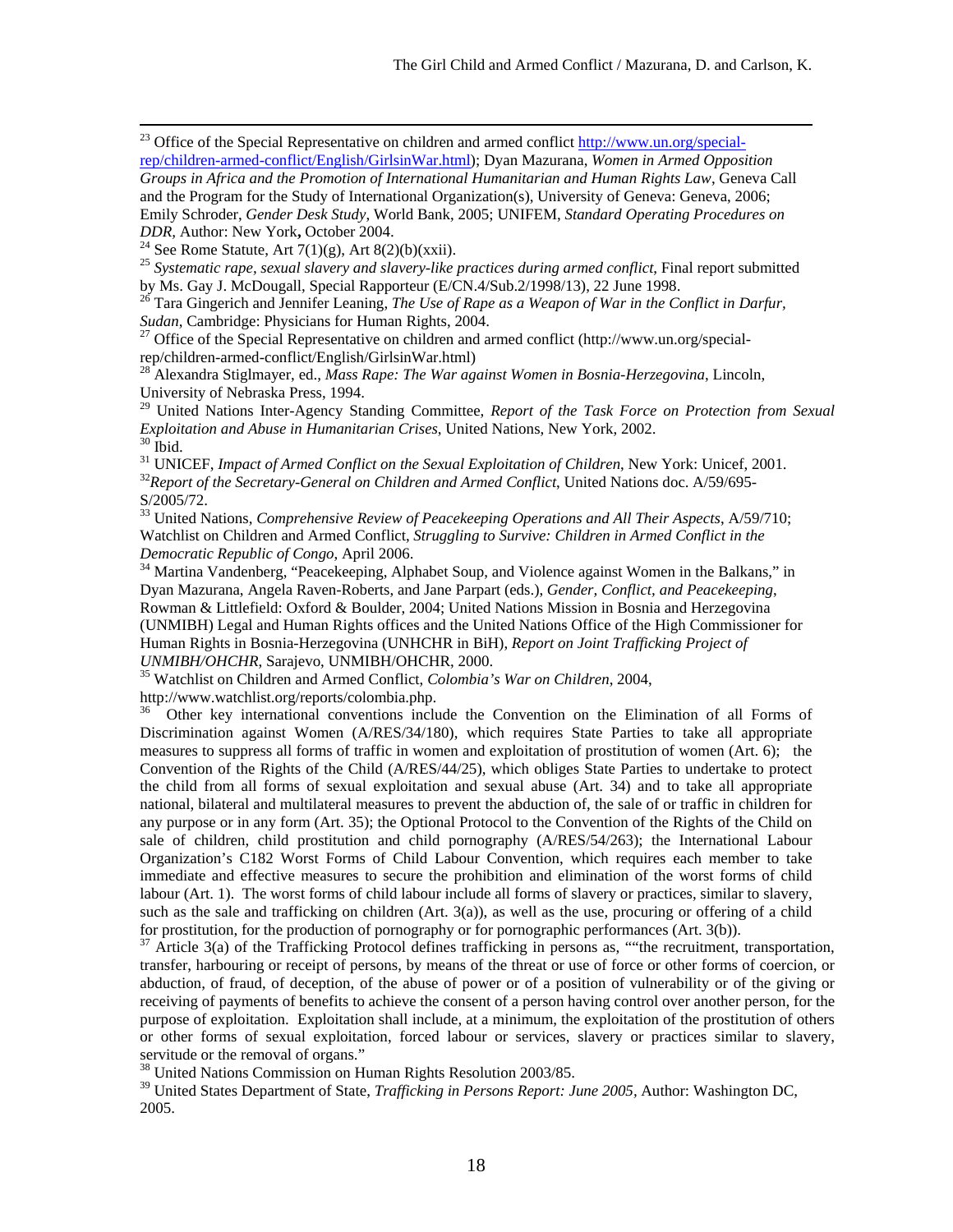[23] Office of the Special Representative on children and armed conflict http://www.un.org/special-rep/children-armed-conflict/English/GirlsinWar.html); Dyan Mazurana, *Women in Armed Opposition Groups in Africa and the Promotion of International Humanitarian and Human Rights Law*, Geneva Call and the Program for the Study of International Organization(s), University of Geneva: Geneva, 2006; Emily Schroder, *Gender Desk Study*, World Bank, 2005; UNIFEM, *Standard Operating Procedures on DDR,* Author: New York**,** October 2004.

[24] See Rome Statute, Art 7(1)(g), Art 8(2)(b)(xxii).

[25] *Systematic rape, sexual slavery and slavery-like practices during armed conflict*, Final report submitted by Ms. Gay J. McDougall, Special Rapporteur (E/CN.4/Sub.2/1998/13), 22 June 1998.

[26] Tara Gingerich and Jennifer Leaning, *The Use of Rape as a Weapon of War in the Conflict in Darfur, Sudan*, Cambridge: Physicians for Human Rights, 2004.

[27] Office of the Special Representative on children and armed conflict (http://www.un.org/special-rep/children-armed-conflict/English/GirlsinWar.html)

[28] Alexandra Stiglmayer, ed., *Mass Rape: The War against Women in Bosnia-Herzegovina*, Lincoln, University of Nebraska Press, 1994.

[29] United Nations Inter-Agency Standing Committee, *Report of the Task Force on Protection from Sexual Exploitation and Abuse in Humanitarian Crises*, United Nations, New York, 2002.

[30] Ibid.

[31] UNICEF, *Impact of Armed Conflict on the Sexual Exploitation of Children*, New York: Unicef, 2001.

[32] *Report of the Secretary-General on Children and Armed Conflict*, United Nations doc. A/59/695-S/2005/72.

[33] United Nations, *Comprehensive Review of Peacekeeping Operations and All Their Aspects*, A/59/710; Watchlist on Children and Armed Conflict, *Struggling to Survive: Children in Armed Conflict in the Democratic Republic of Congo,* April 2006.

[34] Martina Vandenberg, "Peacekeeping, Alphabet Soup, and Violence against Women in the Balkans," in Dyan Mazurana, Angela Raven-Roberts, and Jane Parpart (eds.), *Gender, Conflict, and Peacekeeping*, Rowman & Littlefield: Oxford & Boulder, 2004; United Nations Mission in Bosnia and Herzegovina (UNMIBH) Legal and Human Rights offices and the United Nations Office of the High Commissioner for Human Rights in Bosnia-Herzegovina (UNHCHR in BiH), *Report on Joint Trafficking Project of UNMIBH/OHCHR*, Sarajevo, UNMIBH/OHCHR, 2000.

[35] Watchlist on Children and Armed Conflict, *Colombia's War on Children*, 2004, http://www.watchlist.org/reports/colombia.php.

[36] Other key international conventions include the Convention on the Elimination of all Forms of Discrimination against Women (A/RES/34/180), which requires State Parties to take all appropriate measures to suppress all forms of traffic in women and exploitation of prostitution of women (Art. 6); the Convention of the Rights of the Child (A/RES/44/25), which obliges State Parties to undertake to protect the child from all forms of sexual exploitation and sexual abuse (Art. 34) and to take all appropriate national, bilateral and multilateral measures to prevent the abduction of, the sale of or traffic in children for any purpose or in any form (Art. 35); the Optional Protocol to the Convention of the Rights of the Child on sale of children, child prostitution and child pornography (A/RES/54/263); the International Labour Organization's C182 Worst Forms of Child Labour Convention, which requires each member to take immediate and effective measures to secure the prohibition and elimination of the worst forms of child labour (Art. 1). The worst forms of child labour include all forms of slavery or practices, similar to slavery, such as the sale and trafficking on children (Art. 3(a)), as well as the use, procuring or offering of a child for prostitution, for the production of pornography or for pornographic performances (Art. 3(b)).

[37] Article 3(a) of the Trafficking Protocol defines trafficking in persons as, ""the recruitment, transportation, transfer, harbouring or receipt of persons, by means of the threat or use of force or other forms of coercion, or abduction, of fraud, of deception, of the abuse of power or of a position of vulnerability or of the giving or receiving of payments of benefits to achieve the consent of a person having control over another person, for the purpose of exploitation. Exploitation shall include, at a minimum, the exploitation of the prostitution of others or other forms of sexual exploitation, forced labour or services, slavery or practices similar to slavery, servitude or the removal of organs."

[38] United Nations Commission on Human Rights Resolution 2003/85.

[39] United States Department of State, *Trafficking in Persons Report: June 2005*, Author: Washington DC, 2005.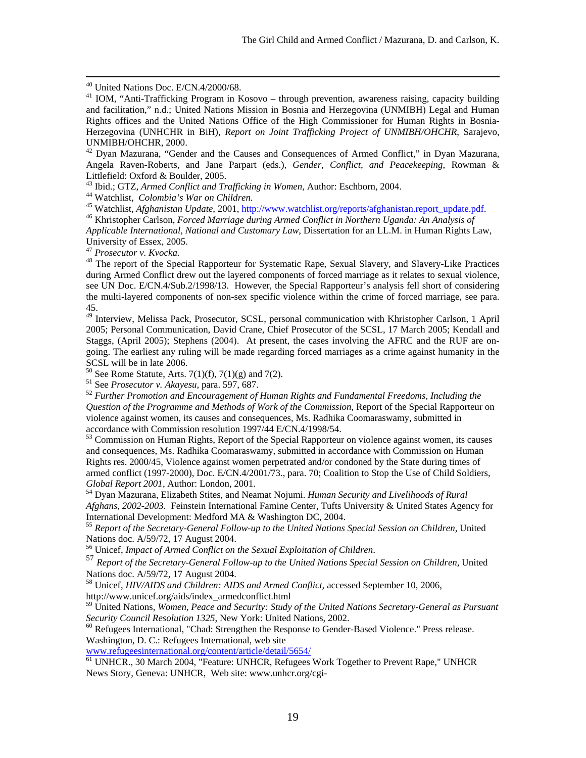[40] United Nations Doc. E/CN.4/2000/68.

[41] IOM, "Anti-Trafficking Program in Kosovo – through prevention, awareness raising, capacity building and facilitation," n.d.; United Nations Mission in Bosnia and Herzegovina (UNMIBH) Legal and Human Rights offices and the United Nations Office of the High Commissioner for Human Rights in Bosnia-Herzegovina (UNHCHR in BiH), *Report on Joint Trafficking Project of UNMIBH/OHCHR*, Sarajevo, UNMIBH/OHCHR, 2000.

[42] Dyan Mazurana, "Gender and the Causes and Consequences of Armed Conflict," in Dyan Mazurana, Angela Raven-Roberts, and Jane Parpart (eds.), *Gender, Conflict, and Peacekeeping*, Rowman & Littlefield: Oxford & Boulder, 2005.

[43] Ibid.; GTZ, *Armed Conflict and Trafficking in Women*, Author: Eschborn, 2004.

[44] Watchlist, *Colombia's War on Children*.

[45] Watchlist, *Afghanistan Update*, 2001, http://www.watchlist.org/reports/afghanistan.report_update.pdf.

[46] Khristopher Carlson, *Forced Marriage during Armed Conflict in Northern Uganda: An Analysis of Applicable International, National and Customary Law*, Dissertation for an LL.M. in Human Rights Law, University of Essex, 2005.

[47] *Prosecutor v. Kvocka.*

[48] The report of the Special Rapporteur for Systematic Rape, Sexual Slavery, and Slavery-Like Practices during Armed Conflict drew out the layered components of forced marriage as it relates to sexual violence, see UN Doc. E/CN.4/Sub.2/1998/13. However, the Special Rapporteur's analysis fell short of considering the multi-layered components of non-sex specific violence within the crime of forced marriage, see para. 45.

[49] Interview, Melissa Pack, Prosecutor, SCSL, personal communication with Khristopher Carlson, 1 April 2005; Personal Communication, David Crane, Chief Prosecutor of the SCSL, 17 March 2005; Kendall and Staggs, (April 2005); Stephens (2004). At present, the cases involving the AFRC and the RUF are on-going. The earliest any ruling will be made regarding forced marriages as a crime against humanity in the SCSL will be in late 2006.

[50] See Rome Statute, Arts. 7(1)(f), 7(1)(g) and 7(2).

[51] See *Prosecutor v. Akayesu*, para. 597, 687.

[52] *Further Promotion and Encouragement of Human Rights and Fundamental Freedoms, Including the Question of the Programme and Methods of Work of the Commission*, Report of the Special Rapporteur on violence against women, its causes and consequences, Ms. Radhika Coomaraswamy, submitted in accordance with Commission resolution 1997/44 E/CN.4/1998/54.

[53] Commission on Human Rights, Report of the Special Rapporteur on violence against women, its causes and consequences, Ms. Radhika Coomaraswamy, submitted in accordance with Commission on Human Rights res. 2000/45, Violence against women perpetrated and/or condoned by the State during times of armed conflict (1997-2000), Doc. E/CN.4/2001/73., para. 70; Coalition to Stop the Use of Child Soldiers, *Global Report 2001*, Author: London, 2001.

[54] Dyan Mazurana, Elizabeth Stites, and Neamat Nojumi. *Human Security and Livelihoods of Rural Afghans, 2002-2003.* Feinstein International Famine Center, Tufts University & United States Agency for International Development: Medford MA & Washington DC, 2004.

[55] *Report of the Secretary-General Follow-up to the United Nations Special Session on Children*, United Nations doc. A/59/72, 17 August 2004.

[56] Unicef, *Impact of Armed Conflict on the Sexual Exploitation of Children*.

[57] *Report of the Secretary-General Follow-up to the United Nations Special Session on Children*, United Nations doc. A/59/72, 17 August 2004.

[58] Unicef, *HIV/AIDS and Children: AIDS and Armed Conflict,* accessed September 10, 2006, http://www.unicef.org/aids/index_armedconflict.html

[59] United Nations, *Women, Peace and Security: Study of the United Nations Secretary-General as Pursuant Security Council Resolution 1325*, New York: United Nations, 2002.

[60] Refugees International, "Chad: Strengthen the Response to Gender-Based Violence." Press release. Washington, D. C.: Refugees International, web site www.refugeesinternational.org/content/article/detail/5654/

[61] UNHCR., 30 March 2004, "Feature: UNHCR, Refugees Work Together to Prevent Rape," UNHCR News Story, Geneva: UNHCR, Web site: www.unhcr.org/cgi-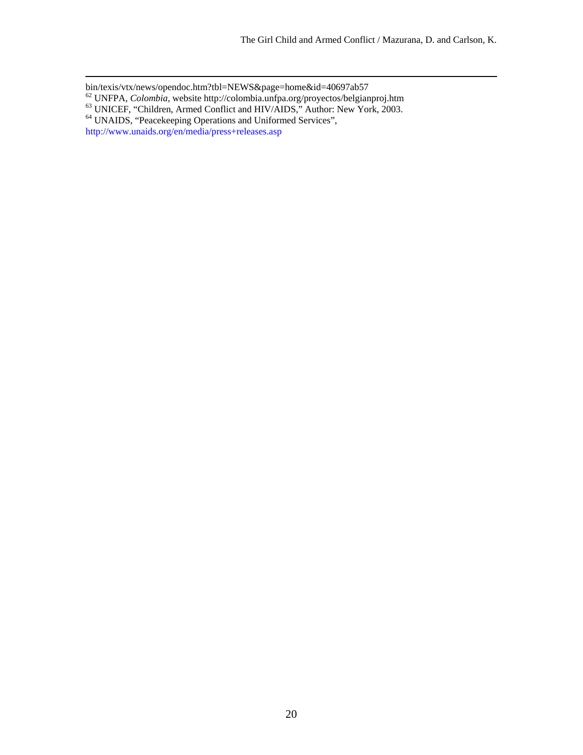bin/texis/vtx/news/opendoc.htm?tbl=NEWS&page=home&id=40697ab57

[62] UNFPA, *Colombia*, website http://colombia.unfpa.org/proyectos/belgianproj.htm

[63] UNICEF, "Children, Armed Conflict and HIV/AIDS," Author: New York, 2003.

[64] UNAIDS, "Peacekeeping Operations and Uniformed Services", http://www.unaids.org/en/media/press+releases.asp